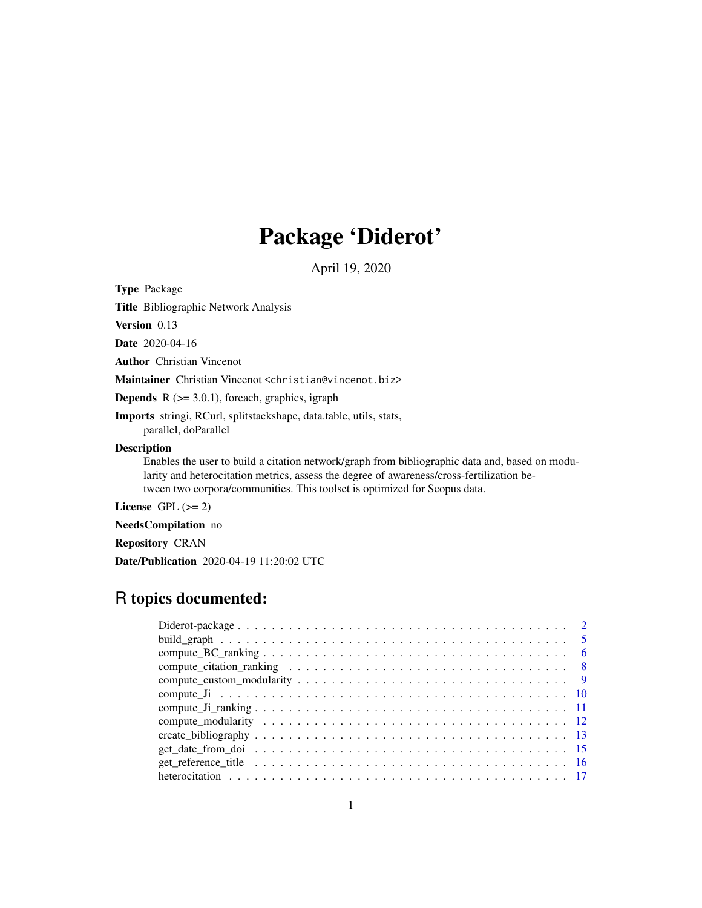# Package 'Diderot'

April 19, 2020

**Type** Package

**Title** Bibliographic Network Analysis

**Version** 0.13

**Date** 2020-04-16

**Author** Christian Vincenot

**Maintainer** Christian Vincenot <christian@vincenot.biz>

**Depends** R (>= 3.0.1), foreach, graphics, igraph

**Imports** stringi, RCurl, splitstackshape, data.table, utils, stats, parallel, doParallel

**Description**
Enables the user to build a citation network/graph from bibliographic data and, based on modularity and heterocitation metrics, assess the degree of awareness/cross-fertilization between two corpora/communities. This toolset is optimized for Scopus data.

**License** GPL (>= 2)

**NeedsCompilation** no

**Repository** CRAN

**Date/Publication** 2020-04-19 11:20:02 UTC

## R topics documented:

- Diderot-package . . . . . . . . . . 2
- build_graph . . . . . . . . . . 5
- compute_BC_ranking . . . . . . . . . . 6
- compute_citation_ranking . . . . . . . . . . 8
- compute_custom_modularity . . . . . . . . . . 9
- compute_Ji . . . . . . . . . . 10
- compute_Ji_ranking . . . . . . . . . . 11
- compute_modularity . . . . . . . . . . 12
- create_bibliography . . . . . . . . . . 13
- get_date_from_doi . . . . . . . . . . 15
- get_reference_title . . . . . . . . . . 16
- heterocitation . . . . . . . . . . 17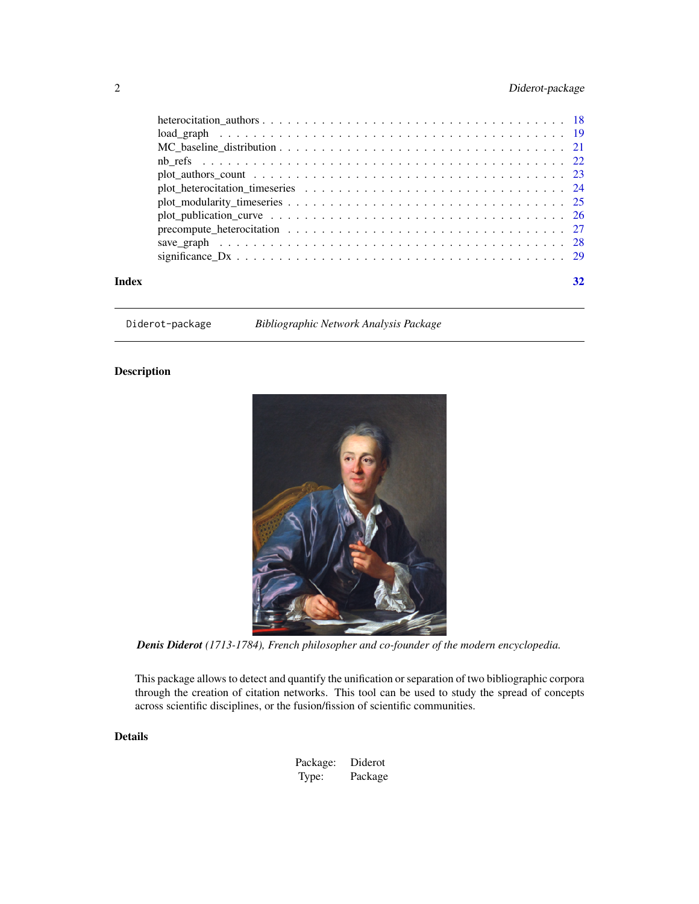| | |
|---|---|
| heterocitation_authors | 18 |
| load_graph | 19 |
| MC_baseline_distribution | 21 |
| nb_refs | 22 |
| plot_authors_count | 23 |
| plot_heterocitation_timeseries | 24 |
| plot_modularity_timeseries | 25 |
| plot_publication_curve | 26 |
| precompute_heterocitation | 27 |
| save_graph | 28 |
| significance_Dx | 29 |

**Index** **32**

---

`Diderot-package` *Bibliographic Network Analysis Package*

---

## Description

***Denis Diderot*** *(1713-1784), French philosopher and co-founder of the modern encyclopedia.*

This package allows to detect and quantify the unification or separation of two bibliographic corpora through the creation of citation networks. This tool can be used to study the spread of concepts across scientific disciplines, or the fusion/fission of scientific communities.

## Details

| | |
|---|---|
| Package: | Diderot |
| Type: | Package |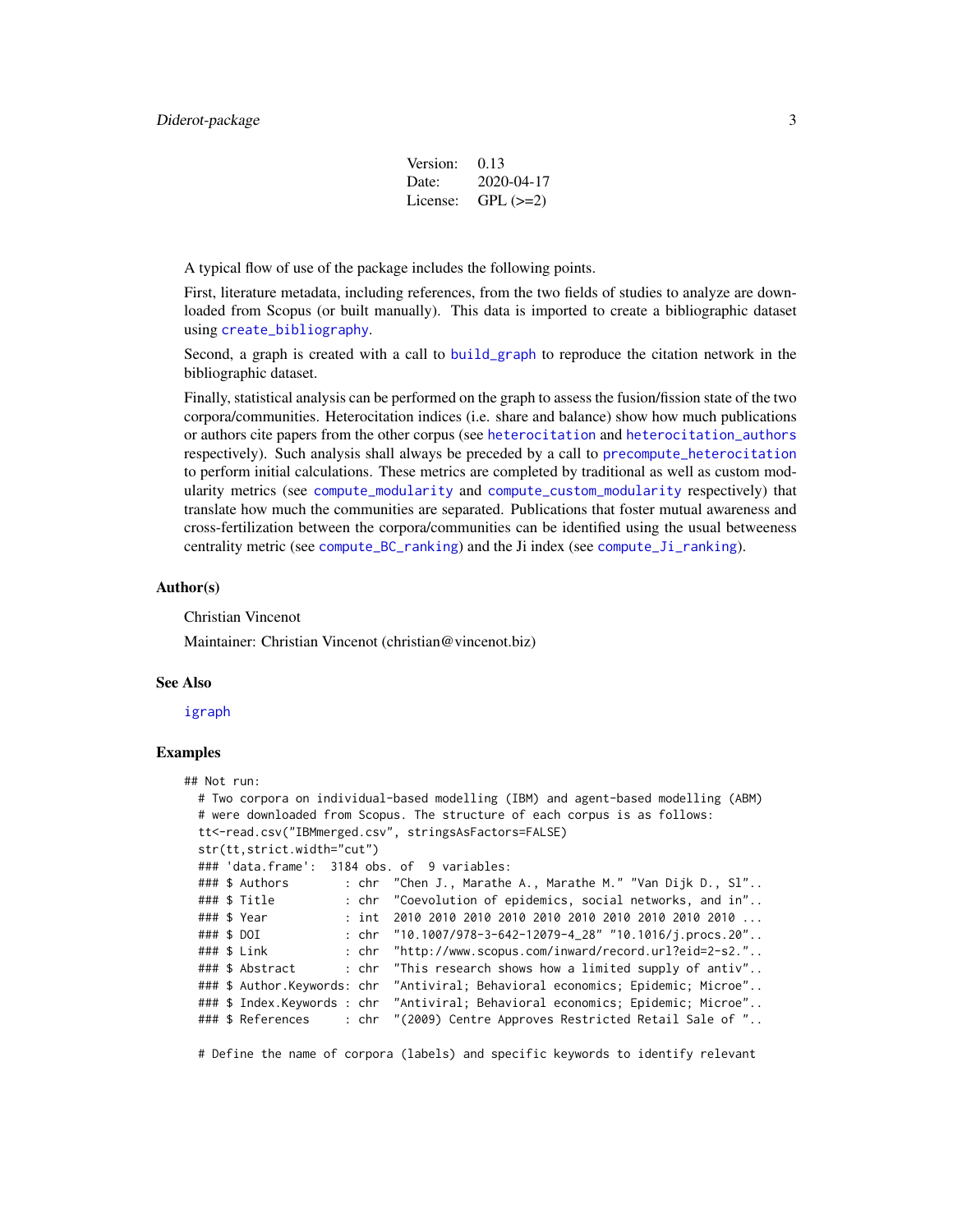| | |
|---|---|
| Version: | 0.13 |
| Date: | 2020-04-17 |
| License: | GPL (>=2) |

A typical flow of use of the package includes the following points.

First, literature metadata, including references, from the two fields of studies to analyze are downloaded from Scopus (or built manually). This data is imported to create a bibliographic dataset using `create_bibliography`.

Second, a graph is created with a call to `build_graph` to reproduce the citation network in the bibliographic dataset.

Finally, statistical analysis can be performed on the graph to assess the fusion/fission state of the two corpora/communities. Heterocitation indices (i.e. share and balance) show how much publications or authors cite papers from the other corpus (see `heterocitation` and `heterocitation_authors` respectively). Such analysis shall always be preceded by a call to `precompute_heterocitation` to perform initial calculations. These metrics are completed by traditional as well as custom modularity metrics (see `compute_modularity` and `compute_custom_modularity` respectively) that translate how much the communities are separated. Publications that foster mutual awareness and cross-fertilization between the corpora/communities can be identified using the usual betweeness centrality metric (see `compute_BC_ranking`) and the Ji index (see `compute_Ji_ranking`).

## Author(s)

Christian Vincenot

Maintainer: Christian Vincenot (christian@vincenot.biz)

## See Also

`igraph`

## Examples

```
## Not run:
  # Two corpora on individual-based modelling (IBM) and agent-based modelling (ABM)
  # were downloaded from Scopus. The structure of each corpus is as follows:
  tt<-read.csv("IBMmerged.csv", stringsAsFactors=FALSE)
  str(tt,strict.width="cut")
  ### 'data.frame':  3184 obs. of  9 variables:
  ### $ Authors        : chr  "Chen J., Marathe A., Marathe M." "Van Dijk D., Sl"..
  ### $ Title          : chr  "Coevolution of epidemics, social networks, and in"..
  ### $ Year           : int  2010 2010 2010 2010 2010 2010 2010 2010 2010 2010 ...
  ### $ DOI            : chr  "10.1007/978-3-642-12079-4_28" "10.1016/j.procs.20"..
  ### $ Link           : chr  "http://www.scopus.com/inward/record.url?eid=2-s2."..
  ### $ Abstract       : chr  "This research shows how a limited supply of antiv"..
  ### $ Author.Keywords: chr  "Antiviral; Behavioral economics; Epidemic; Microe"..
  ### $ Index.Keywords : chr  "Antiviral; Behavioral economics; Epidemic; Microe"..
  ### $ References     : chr  "(2009) Centre Approves Restricted Retail Sale of "..

  # Define the name of corpora (labels) and specific keywords to identify relevant
```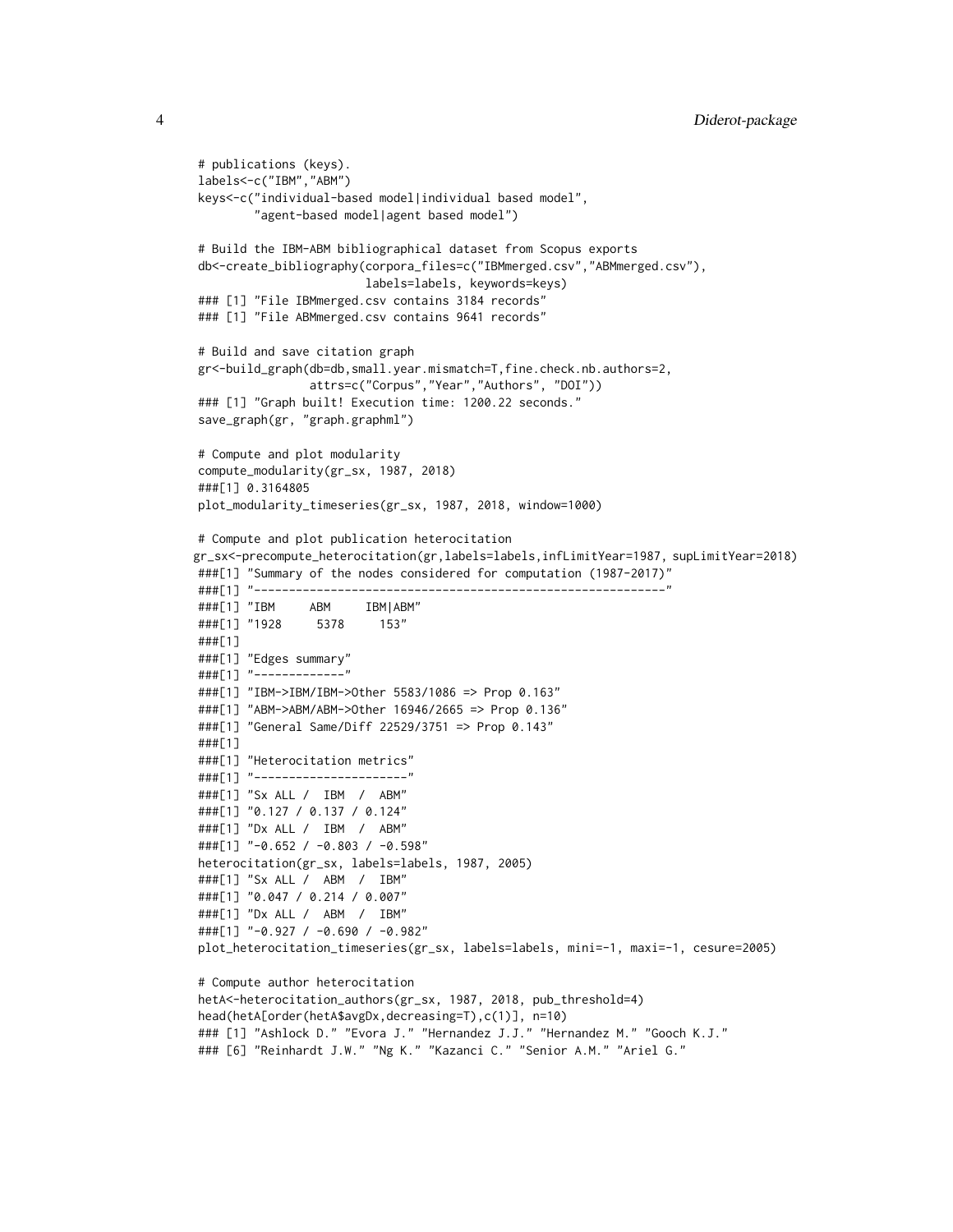```
# publications (keys).
labels<-c("IBM","ABM")
keys<-c("individual-based model|individual based model",
        "agent-based model|agent based model")

# Build the IBM-ABM bibliographical dataset from Scopus exports
db<-create_bibliography(corpora_files=c("IBMmerged.csv","ABMmerged.csv"),
                        labels=labels, keywords=keys)
### [1] "File IBMmerged.csv contains 3184 records"
### [1] "File ABMmerged.csv contains 9641 records"

# Build and save citation graph
gr<-build_graph(db=db,small.year.mismatch=T,fine.check.nb.authors=2,
               attrs=c("Corpus","Year","Authors", "DOI"))
### [1] "Graph built! Execution time: 1200.22 seconds."
save_graph(gr, "graph.graphml")

# Compute and plot modularity
compute_modularity(gr_sx, 1987, 2018)
###[1] 0.3164805
plot_modularity_timeseries(gr_sx, 1987, 2018, window=1000)

# Compute and plot publication heterocitation
gr_sx<-precompute_heterocitation(gr,labels=labels,infLimitYear=1987, supLimitYear=2018)
###[1] "Summary of the nodes considered for computation (1987-2017)"
###[1] "----------------------------------------------------------"
###[1] "IBM     ABM     IBM|ABM"
###[1] "1928     5378     153"
###[1]
###[1] "Edges summary"
###[1] "-------------"
###[1] "IBM->IBM/IBM->Other 5583/1086 => Prop 0.163"
###[1] "ABM->ABM/ABM->Other 16946/2665 => Prop 0.136"
###[1] "General Same/Diff 22529/3751 => Prop 0.143"
###[1]
###[1] "Heterocitation metrics"
###[1] "----------------------"
###[1] "Sx ALL /  IBM  /  ABM"
###[1] "0.127 / 0.137 / 0.124"
###[1] "Dx ALL /  IBM  /  ABM"
###[1] "-0.652 / -0.803 / -0.598"
heterocitation(gr_sx, labels=labels, 1987, 2005)
###[1] "Sx ALL /  ABM  /  IBM"
###[1] "0.047 / 0.214 / 0.007"
###[1] "Dx ALL /  ABM  /  IBM"
###[1] "-0.927 / -0.690 / -0.982"
plot_heterocitation_timeseries(gr_sx, labels=labels, mini=-1, maxi=-1, cesure=2005)

# Compute author heterocitation
hetA<-heterocitation_authors(gr_sx, 1987, 2018, pub_threshold=4)
head(hetA[order(hetA$avgDx,decreasing=T),c(1)], n=10)
### [1] "Ashlock D." "Evora J." "Hernandez J.J." "Hernandez M." "Gooch K.J."
### [6] "Reinhardt J.W." "Ng K." "Kazanci C." "Senior A.M." "Ariel G."
```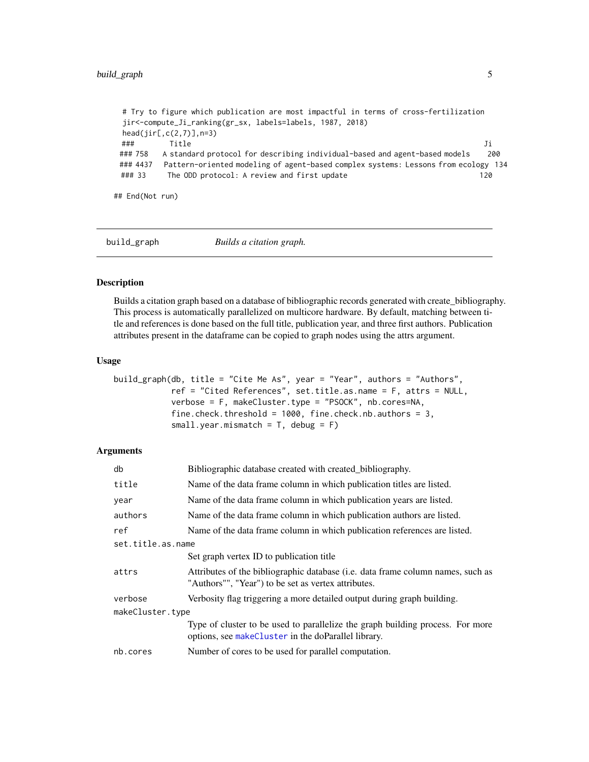```
  # Try to figure which publication are most impactful in terms of cross-fertilization
  jir<-compute_Ji_ranking(gr_sx, labels=labels, 1987, 2018)
  head(jir[,c(2,7)],n=3)
  ###        Title                                                                   Ji
  ### 758   A standard protocol for describing individual-based and agent-based models    200
  ### 4437   Pattern-oriented modeling of agent-based complex systems: Lessons from ecology  134
  ### 33     The ODD protocol: A review and first update                              120

## End(Not run)
```

## build_graph *Builds a citation graph.*

### Description

Builds a citation graph based on a database of bibliographic records generated with create_bibliography. This process is automatically parallelized on multicore hardware. By default, matching between title and references is done based on the full title, publication year, and three first authors. Publication attributes present in the dataframe can be copied to graph nodes using the attrs argument.

### Usage

```
build_graph(db, title = "Cite Me As", year = "Year", authors = "Authors",
            ref = "Cited References", set.title.as.name = F, attrs = NULL,
            verbose = F, makeCluster.type = "PSOCK", nb.cores=NA,
            fine.check.threshold = 1000, fine.check.nb.authors = 3,
            small.year.mismatch = T, debug = F)
```

### Arguments

| | |
|---|---|
| `db` | Bibliographic database created with created_bibliography. |
| `title` | Name of the data frame column in which publication titles are listed. |
| `year` | Name of the data frame column in which publication years are listed. |
| `authors` | Name of the data frame column in which publication authors are listed. |
| `ref` | Name of the data frame column in which publication references are listed. |
| `set.title.as.name` | Set graph vertex ID to publication title |
| `attrs` | Attributes of the bibliographic database (i.e. data frame column names, such as "Authors"", "Year") to be set as vertex attributes. |
| `verbose` | Verbosity flag triggering a more detailed output during graph building. |
| `makeCluster.type` | Type of cluster to be used to parallelize the graph building process. For more options, see makeCluster in the doParallel library. |
| `nb.cores` | Number of cores to be used for parallel computation. |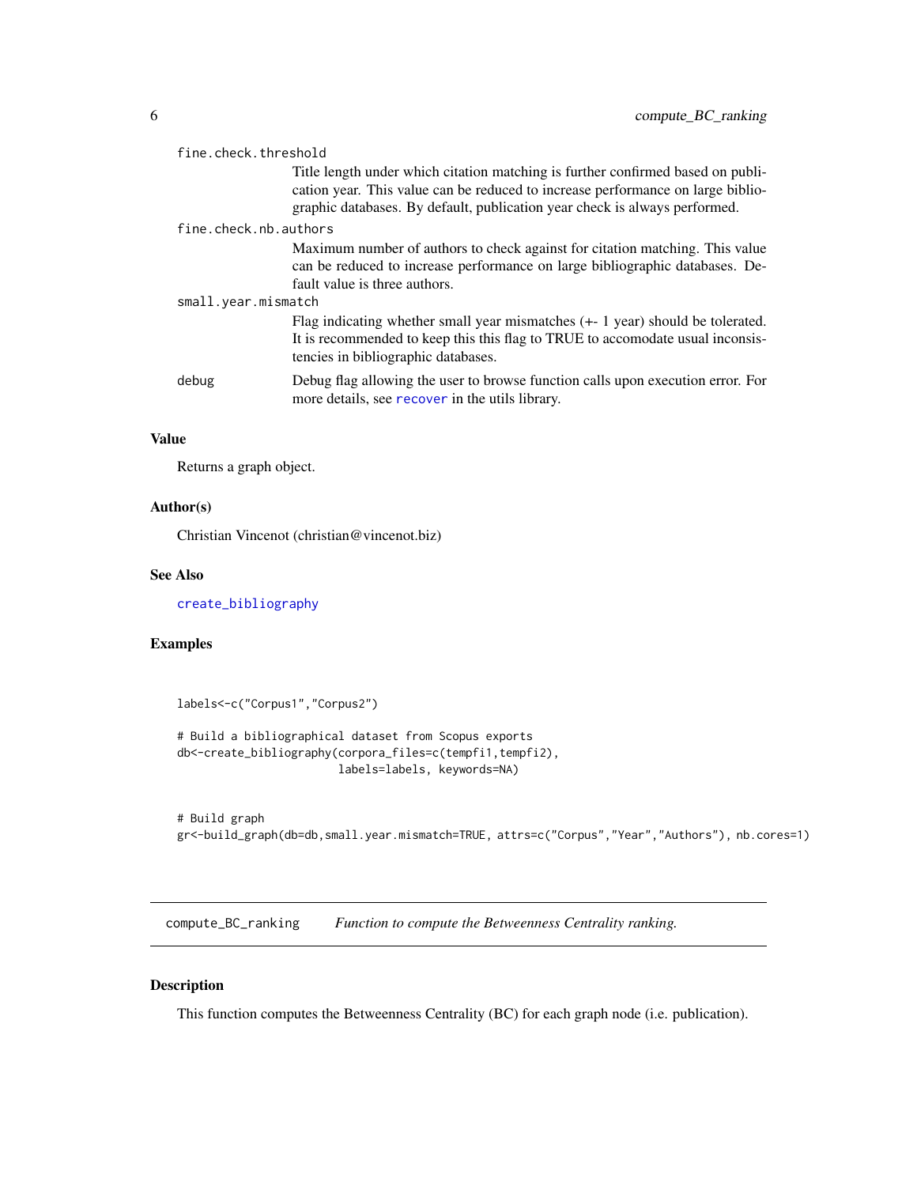fine.check.threshold
: Title length under which citation matching is further confirmed based on publication year. This value can be reduced to increase performance on large bibliographic databases. By default, publication year check is always performed.

fine.check.nb.authors
: Maximum number of authors to check against for citation matching. This value can be reduced to increase performance on large bibliographic databases. Default value is three authors.

small.year.mismatch
: Flag indicating whether small year mismatches (+- 1 year) should be tolerated. It is recommended to keep this this flag to TRUE to accomodate usual inconsistencies in bibliographic databases.

debug
: Debug flag allowing the user to browse function calls upon execution error. For more details, see `recover` in the utils library.

### Value

Returns a graph object.

### Author(s)

Christian Vincenot (christian@vincenot.biz)

### See Also

`create_bibliography`

### Examples

```
labels<-c("Corpus1","Corpus2")

# Build a bibliographical dataset from Scopus exports
db<-create_bibliography(corpora_files=c(tempfi1,tempfi2),
                        labels=labels, keywords=NA)


# Build graph
gr<-build_graph(db=db,small.year.mismatch=TRUE, attrs=c("Corpus","Year","Authors"), nb.cores=1)
```

---

## `compute_BC_ranking` *Function to compute the Betweenness Centrality ranking.*

---

### Description

This function computes the Betweenness Centrality (BC) for each graph node (i.e. publication).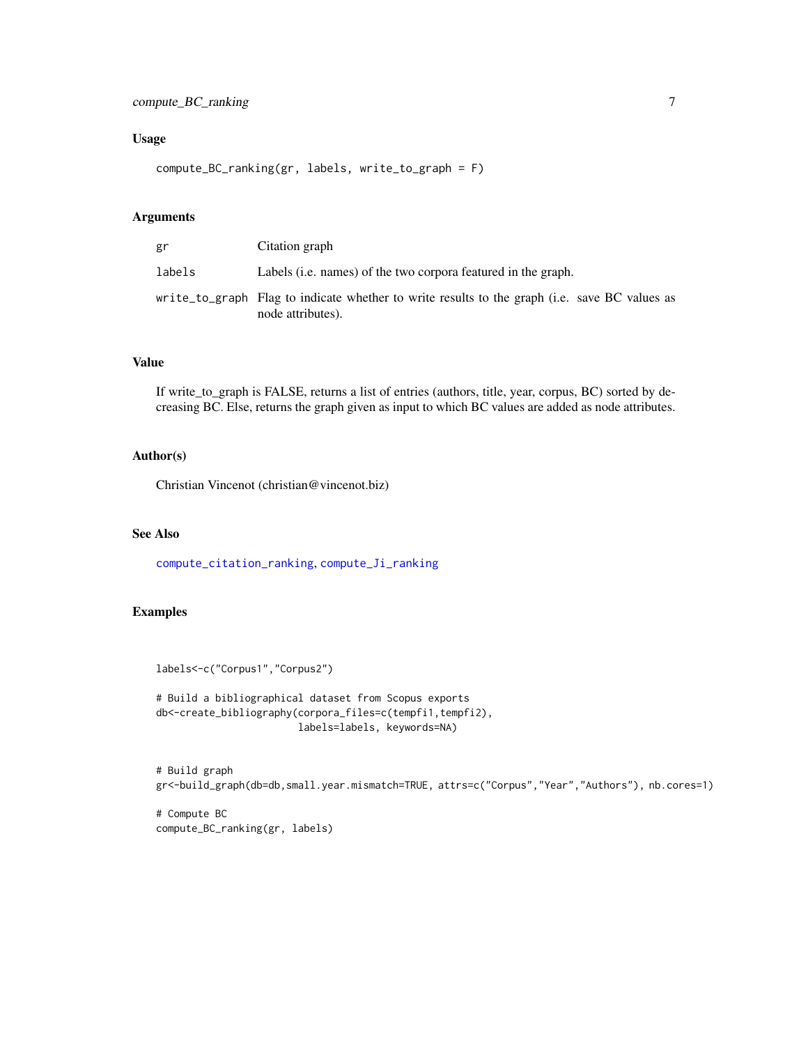### Usage

```
compute_BC_ranking(gr, labels, write_to_graph = F)
```

### Arguments

| | |
|---|---|
| gr | Citation graph |
| labels | Labels (i.e. names) of the two corpora featured in the graph. |
| write_to_graph | Flag to indicate whether to write results to the graph (i.e. save BC values as node attributes). |

### Value

If write_to_graph is FALSE, returns a list of entries (authors, title, year, corpus, BC) sorted by decreasing BC. Else, returns the graph given as input to which BC values are added as node attributes.

### Author(s)

Christian Vincenot (christian@vincenot.biz)

### See Also

compute_citation_ranking, compute_Ji_ranking

### Examples

```
labels<-c("Corpus1","Corpus2")

# Build a bibliographical dataset from Scopus exports
db<-create_bibliography(corpora_files=c(tempfi1,tempfi2),
                        labels=labels, keywords=NA)


# Build graph
gr<-build_graph(db=db,small.year.mismatch=TRUE, attrs=c("Corpus","Year","Authors"), nb.cores=1)

# Compute BC
compute_BC_ranking(gr, labels)
```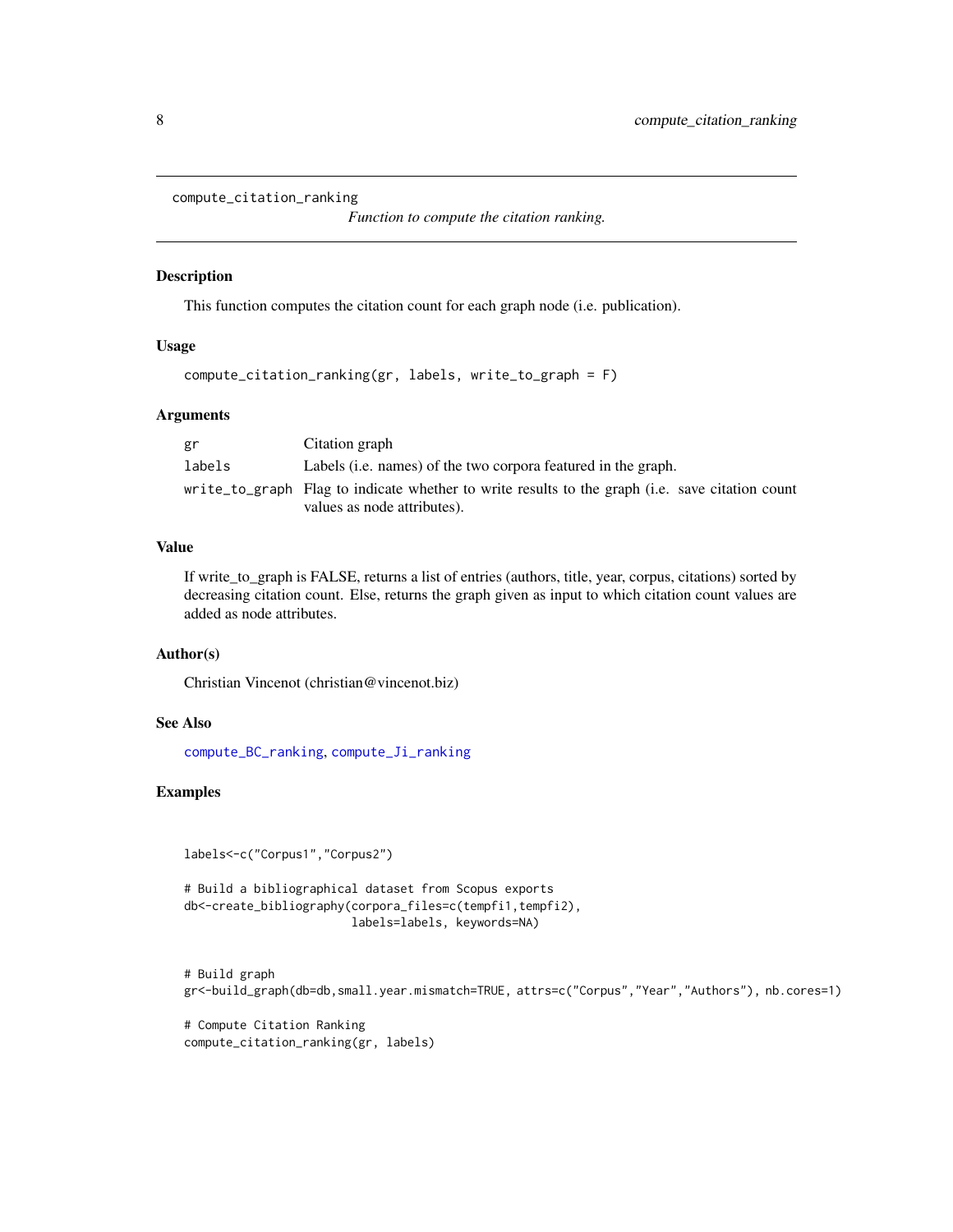```
compute_citation_ranking
```

*Function to compute the citation ranking.*

### Description

This function computes the citation count for each graph node (i.e. publication).

### Usage

```
compute_citation_ranking(gr, labels, write_to_graph = F)
```

### Arguments

| | |
|---|---|
| `gr` | Citation graph |
| `labels` | Labels (i.e. names) of the two corpora featured in the graph. |
| `write_to_graph` | Flag to indicate whether to write results to the graph (i.e. save citation count values as node attributes). |

### Value

If write_to_graph is FALSE, returns a list of entries (authors, title, year, corpus, citations) sorted by decreasing citation count. Else, returns the graph given as input to which citation count values are added as node attributes.

### Author(s)

Christian Vincenot (christian@vincenot.biz)

### See Also

`compute_BC_ranking`, `compute_Ji_ranking`

### Examples

```
labels<-c("Corpus1","Corpus2")

# Build a bibliographical dataset from Scopus exports
db<-create_bibliography(corpora_files=c(tempfi1,tempfi2),
                         labels=labels, keywords=NA)


# Build graph
gr<-build_graph(db=db,small.year.mismatch=TRUE, attrs=c("Corpus","Year","Authors"), nb.cores=1)

# Compute Citation Ranking
compute_citation_ranking(gr, labels)
```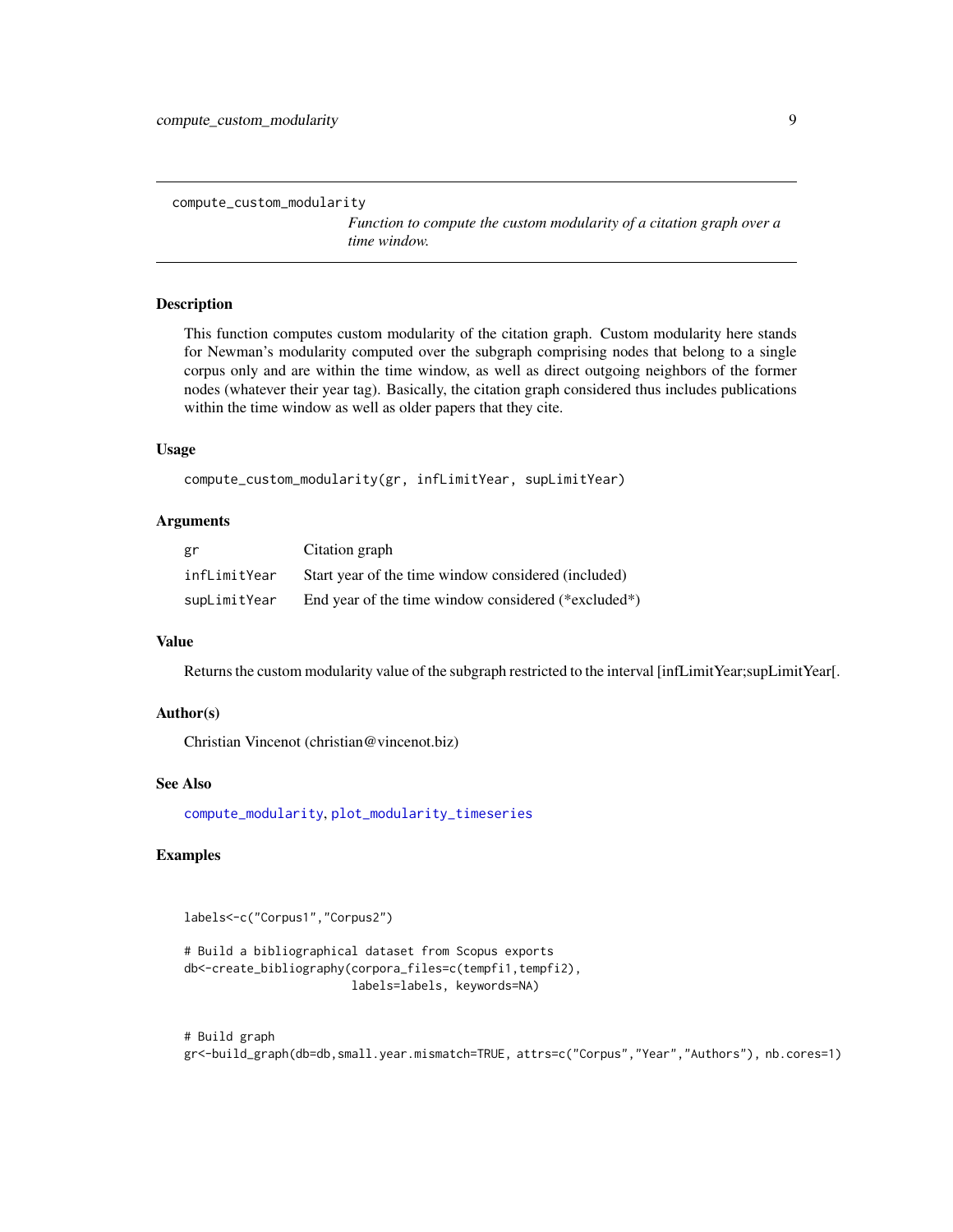## compute_custom_modularity

*Function to compute the custom modularity of a citation graph over a time window.*

### Description

This function computes custom modularity of the citation graph. Custom modularity here stands for Newman's modularity computed over the subgraph comprising nodes that belong to a single corpus only and are within the time window, as well as direct outgoing neighbors of the former nodes (whatever their year tag). Basically, the citation graph considered thus includes publications within the time window as well as older papers that they cite.

### Usage

```
compute_custom_modularity(gr, infLimitYear, supLimitYear)
```

### Arguments

| | |
|---|---|
| gr | Citation graph |
| infLimitYear | Start year of the time window considered (included) |
| supLimitYear | End year of the time window considered (*excluded*) |

### Value

Returns the custom modularity value of the subgraph restricted to the interval [infLimitYear;supLimitYear[.

### Author(s)

Christian Vincenot (christian@vincenot.biz)

### See Also

compute_modularity, plot_modularity_timeseries

### Examples

```
labels<-c("Corpus1","Corpus2")

# Build a bibliographical dataset from Scopus exports
db<-create_bibliography(corpora_files=c(tempfi1,tempfi2),
                        labels=labels, keywords=NA)


# Build graph
gr<-build_graph(db=db,small.year.mismatch=TRUE, attrs=c("Corpus","Year","Authors"), nb.cores=1)
```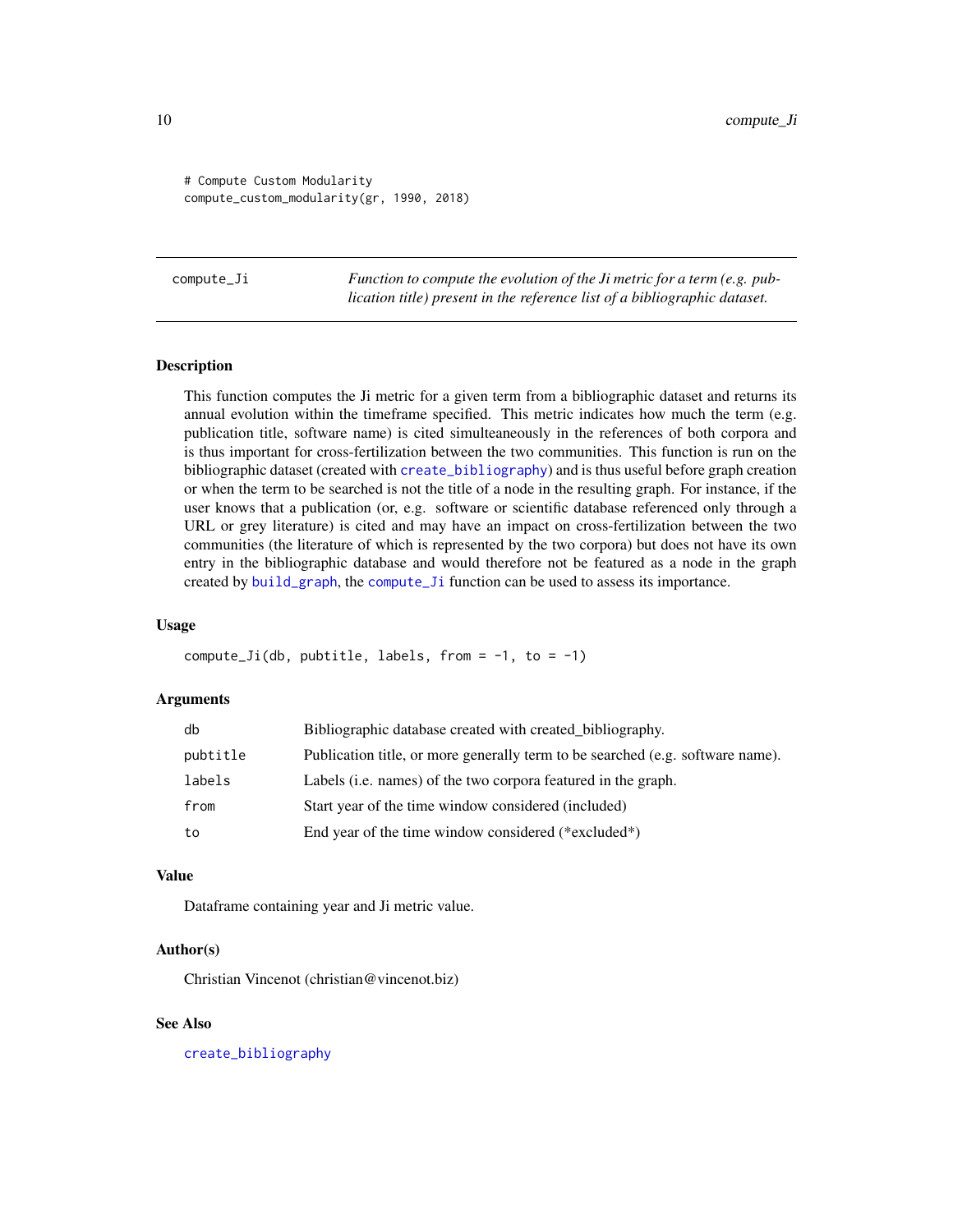```
# Compute Custom Modularity
compute_custom_modularity(gr, 1990, 2018)
```

---

## compute_Ji

*Function to compute the evolution of the Ji metric for a term (e.g. publication title) present in the reference list of a bibliographic dataset.*

---

### Description

This function computes the Ji metric for a given term from a bibliographic dataset and returns its annual evolution within the timeframe specified. This metric indicates how much the term (e.g. publication title, software name) is cited simulteaneously in the references of both corpora and is thus important for cross-fertilization between the two communities. This function is run on the bibliographic dataset (created with `create_bibliography`) and is thus useful before graph creation or when the term to be searched is not the title of a node in the resulting graph. For instance, if the user knows that a publication (or, e.g. software or scientific database referenced only through a URL or grey literature) is cited and may have an impact on cross-fertilization between the two communities (the literature of which is represented by the two corpora) but does not have its own entry in the bibliographic database and would therefore not be featured as a node in the graph created by `build_graph`, the `compute_Ji` function can be used to assess its importance.

### Usage

```
compute_Ji(db, pubtitle, labels, from = -1, to = -1)
```

### Arguments

| | |
|---|---|
| `db` | Bibliographic database created with created_bibliography. |
| `pubtitle` | Publication title, or more generally term to be searched (e.g. software name). |
| `labels` | Labels (i.e. names) of the two corpora featured in the graph. |
| `from` | Start year of the time window considered (included) |
| `to` | End year of the time window considered (*excluded*) |

### Value

Dataframe containing year and Ji metric value.

### Author(s)

Christian Vincenot (christian@vincenot.biz)

### See Also

`create_bibliography`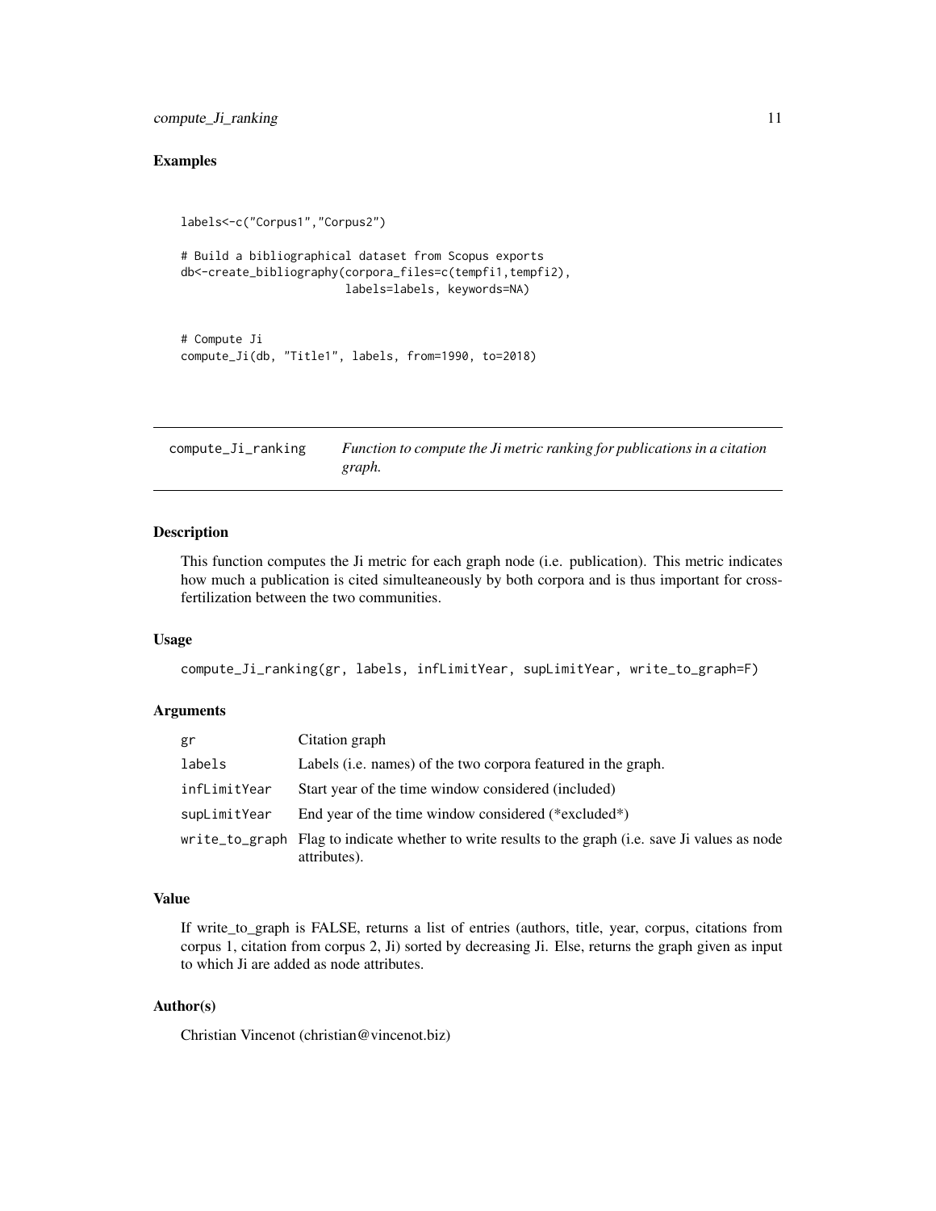## Examples

```
labels<-c("Corpus1","Corpus2")

# Build a bibliographical dataset from Scopus exports
db<-create_bibliography(corpora_files=c(tempfi1,tempfi2),
                        labels=labels, keywords=NA)


# Compute Ji
compute_Ji(db, "Title1", labels, from=1990, to=2018)
```

---

# compute_Ji_ranking

*Function to compute the Ji metric ranking for publications in a citation graph.*

---

## Description

This function computes the Ji metric for each graph node (i.e. publication). This metric indicates how much a publication is cited simulteaneously by both corpora and is thus important for cross-fertilization between the two communities.

## Usage

```
compute_Ji_ranking(gr, labels, infLimitYear, supLimitYear, write_to_graph=F)
```

## Arguments

| | |
|---|---|
| `gr` | Citation graph |
| `labels` | Labels (i.e. names) of the two corpora featured in the graph. |
| `infLimitYear` | Start year of the time window considered (included) |
| `supLimitYear` | End year of the time window considered (*excluded*) |
| `write_to_graph` | Flag to indicate whether to write results to the graph (i.e. save Ji values as node attributes). |

## Value

If write_to_graph is FALSE, returns a list of entries (authors, title, year, corpus, citations from corpus 1, citation from corpus 2, Ji) sorted by decreasing Ji. Else, returns the graph given as input to which Ji are added as node attributes.

## Author(s)

Christian Vincenot (christian@vincenot.biz)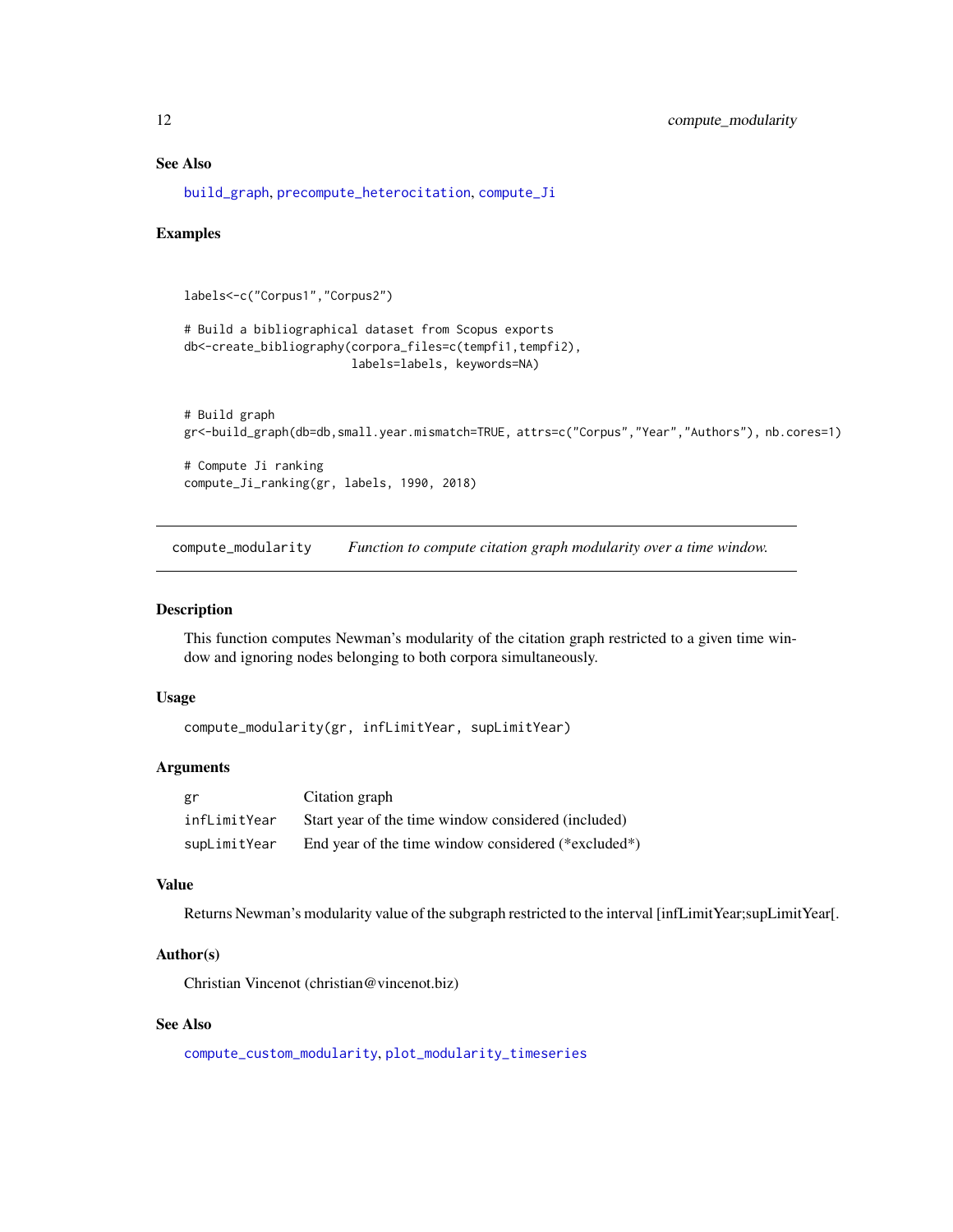### See Also

build_graph, precompute_heterocitation, compute_Ji

### Examples

```
labels<-c("Corpus1","Corpus2")

# Build a bibliographical dataset from Scopus exports
db<-create_bibliography(corpora_files=c(tempfi1,tempfi2),
                        labels=labels, keywords=NA)


# Build graph
gr<-build_graph(db=db,small.year.mismatch=TRUE, attrs=c("Corpus","Year","Authors"), nb.cores=1)

# Compute Ji ranking
compute_Ji_ranking(gr, labels, 1990, 2018)
```

---

## compute_modularity — *Function to compute citation graph modularity over a time window.*

### Description

This function computes Newman's modularity of the citation graph restricted to a given time window and ignoring nodes belonging to both corpora simultaneously.

### Usage

```
compute_modularity(gr, infLimitYear, supLimitYear)
```

### Arguments

| | |
|---|---|
| gr | Citation graph |
| infLimitYear | Start year of the time window considered (included) |
| supLimitYear | End year of the time window considered (*excluded*) |

### Value

Returns Newman's modularity value of the subgraph restricted to the interval [infLimitYear;supLimitYear[.

### Author(s)

Christian Vincenot (christian@vincenot.biz)

### See Also

compute_custom_modularity, plot_modularity_timeseries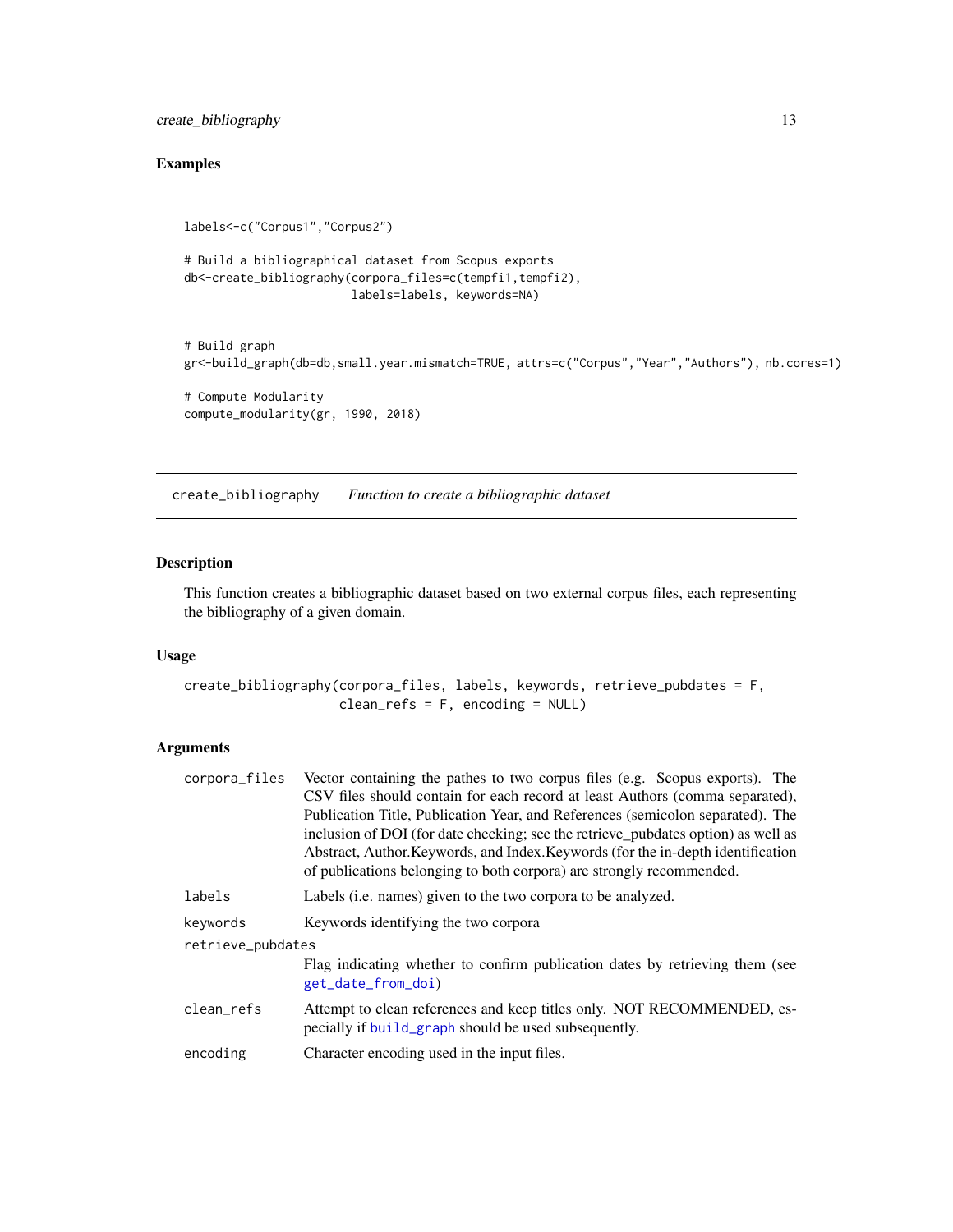## Examples

```
labels<-c("Corpus1","Corpus2")

# Build a bibliographical dataset from Scopus exports
db<-create_bibliography(corpora_files=c(tempfi1,tempfi2),
                        labels=labels, keywords=NA)


# Build graph
gr<-build_graph(db=db,small.year.mismatch=TRUE, attrs=c("Corpus","Year","Authors"), nb.cores=1)

# Compute Modularity
compute_modularity(gr, 1990, 2018)
```

---

# create_bibliography    *Function to create a bibliographic dataset*

## Description

This function creates a bibliographic dataset based on two external corpus files, each representing the bibliography of a given domain.

## Usage

```
create_bibliography(corpora_files, labels, keywords, retrieve_pubdates = F,
                    clean_refs = F, encoding = NULL)
```

## Arguments

| | |
|---|---|
| `corpora_files` | Vector containing the pathes to two corpus files (e.g. Scopus exports). The CSV files should contain for each record at least Authors (comma separated), Publication Title, Publication Year, and References (semicolon separated). The inclusion of DOI (for date checking; see the retrieve_pubdates option) as well as Abstract, Author.Keywords, and Index.Keywords (for the in-depth identification of publications belonging to both corpora) are strongly recommended. |
| `labels` | Labels (i.e. names) given to the two corpora to be analyzed. |
| `keywords` | Keywords identifying the two corpora |
| `retrieve_pubdates` | Flag indicating whether to confirm publication dates by retrieving them (see `get_date_from_doi`) |
| `clean_refs` | Attempt to clean references and keep titles only. NOT RECOMMENDED, especially if `build_graph` should be used subsequently. |
| `encoding` | Character encoding used in the input files. |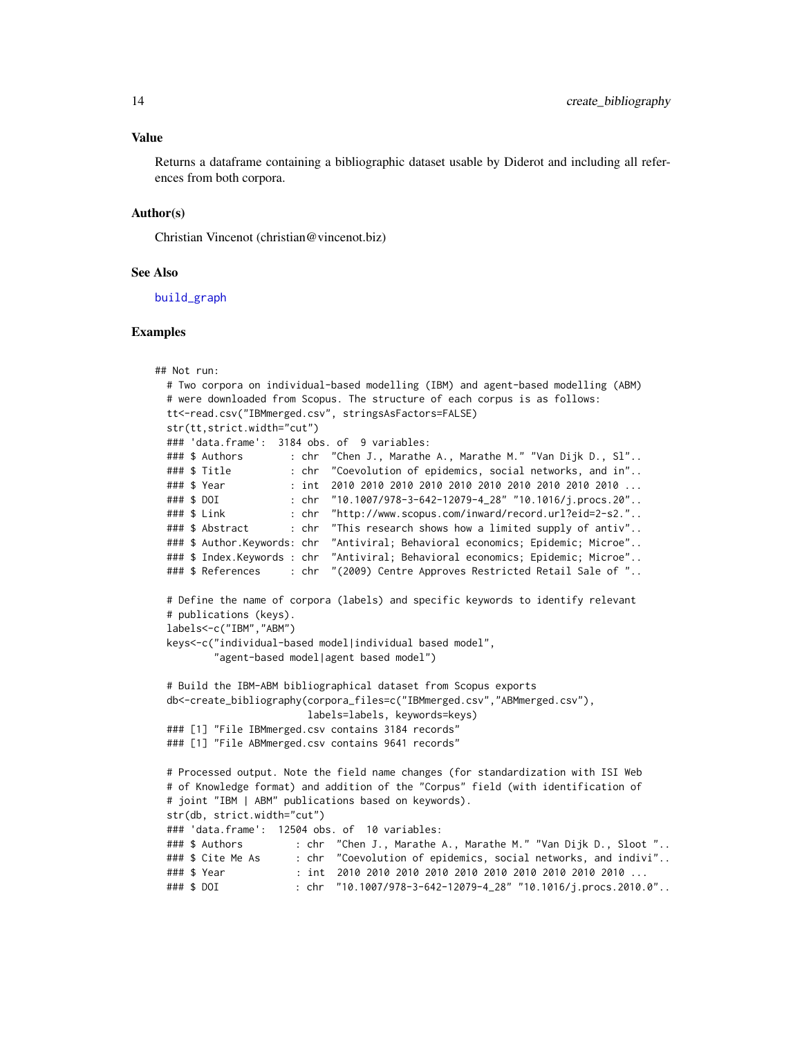## Value

Returns a dataframe containing a bibliographic dataset usable by Diderot and including all references from both corpora.

## Author(s)

Christian Vincenot (christian@vincenot.biz)

## See Also

build_graph

## Examples

```
## Not run:
  # Two corpora on individual-based modelling (IBM) and agent-based modelling (ABM)
  # were downloaded from Scopus. The structure of each corpus is as follows:
  tt<-read.csv("IBMmerged.csv", stringsAsFactors=FALSE)
  str(tt,strict.width="cut")
  ### 'data.frame':  3184 obs. of  9 variables:
  ### $ Authors        : chr  "Chen J., Marathe A., Marathe M." "Van Dijk D., Sl"..
  ### $ Title          : chr  "Coevolution of epidemics, social networks, and in"..
  ### $ Year           : int  2010 2010 2010 2010 2010 2010 2010 2010 2010 2010 ...
  ### $ DOI            : chr  "10.1007/978-3-642-12079-4_28" "10.1016/j.procs.20"..
  ### $ Link           : chr  "http://www.scopus.com/inward/record.url?eid=2-s2."..
  ### $ Abstract       : chr  "This research shows how a limited supply of antiv"..
  ### $ Author.Keywords: chr  "Antiviral; Behavioral economics; Epidemic; Microe"..
  ### $ Index.Keywords : chr  "Antiviral; Behavioral economics; Epidemic; Microe"..
  ### $ References     : chr  "(2009) Centre Approves Restricted Retail Sale of "..

  # Define the name of corpora (labels) and specific keywords to identify relevant
  # publications (keys).
  labels<-c("IBM","ABM")
  keys<-c("individual-based model|individual based model",
          "agent-based model|agent based model")

  # Build the IBM-ABM bibliographical dataset from Scopus exports
  db<-create_bibliography(corpora_files=c("IBMmerged.csv","ABMmerged.csv"),
                          labels=labels, keywords=keys)
  ### [1] "File IBMmerged.csv contains 3184 records"
  ### [1] "File ABMmerged.csv contains 9641 records"

  # Processed output. Note the field name changes (for standardization with ISI Web
  # of Knowledge format) and addition of the "Corpus" field (with identification of
  # joint "IBM | ABM" publications based on keywords).
  str(db, strict.width="cut")
  ### 'data.frame':  12504 obs. of  10 variables:
  ### $ Authors         : chr  "Chen J., Marathe A., Marathe M." "Van Dijk D., Sloot "..
  ### $ Cite Me As      : chr  "Coevolution of epidemics, social networks, and indivi"..
  ### $ Year            : int  2010 2010 2010 2010 2010 2010 2010 2010 2010 2010 ...
  ### $ DOI             : chr  "10.1007/978-3-642-12079-4_28" "10.1016/j.procs.2010.0"..
```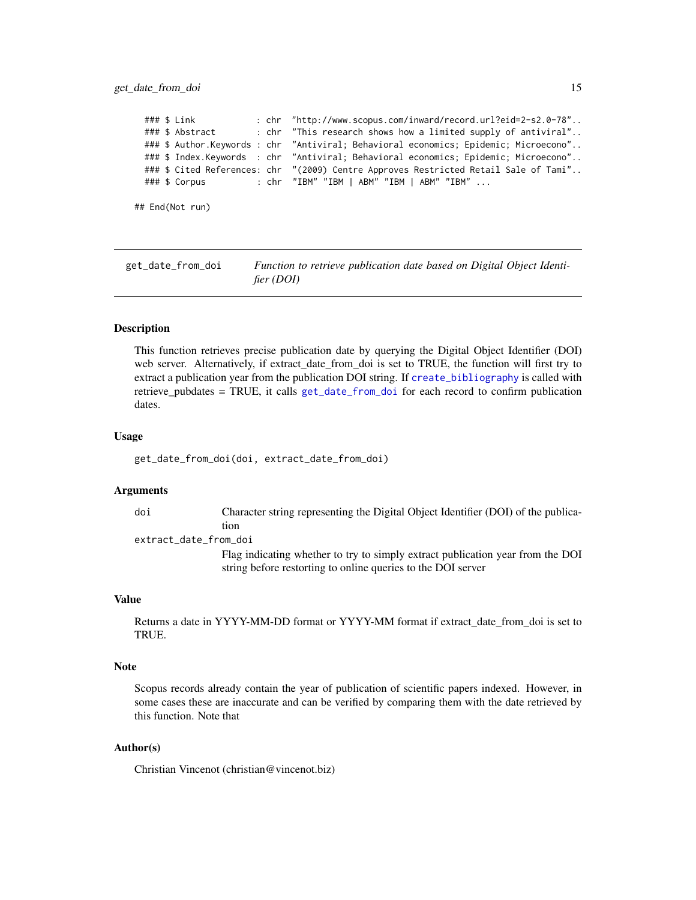```
### $ Link           : chr  "http://www.scopus.com/inward/record.url?eid=2-s2.0-78"..
### $ Abstract       : chr  "This research shows how a limited supply of antiviral"..
### $ Author.Keywords : chr  "Antiviral; Behavioral economics; Epidemic; Microecono"..
### $ Index.Keywords  : chr  "Antiviral; Behavioral economics; Epidemic; Microecono"..
### $ Cited References: chr  "(2009) Centre Approves Restricted Retail Sale of Tami"..
### $ Corpus         : chr  "IBM" "IBM | ABM" "IBM | ABM" "IBM" ...

## End(Not run)
```

---

## get_date_from_doi — *Function to retrieve publication date based on Digital Object Identifier (DOI)*

---

### Description

This function retrieves precise publication date by querying the Digital Object Identifier (DOI) web server. Alternatively, if extract_date_from_doi is set to TRUE, the function will first try to extract a publication year from the publication DOI string. If create_bibliography is called with retrieve_pubdates = TRUE, it calls get_date_from_doi for each record to confirm publication dates.

### Usage

```
get_date_from_doi(doi, extract_date_from_doi)
```

### Arguments

- `doi` — Character string representing the Digital Object Identifier (DOI) of the publication
- `extract_date_from_doi` — Flag indicating whether to try to simply extract publication year from the DOI string before restorting to online queries to the DOI server

### Value

Returns a date in YYYY-MM-DD format or YYYY-MM format if extract_date_from_doi is set to TRUE.

### Note

Scopus records already contain the year of publication of scientific papers indexed. However, in some cases these are inaccurate and can be verified by comparing them with the date retrieved by this function. Note that

### Author(s)

Christian Vincenot (christian@vincenot.biz)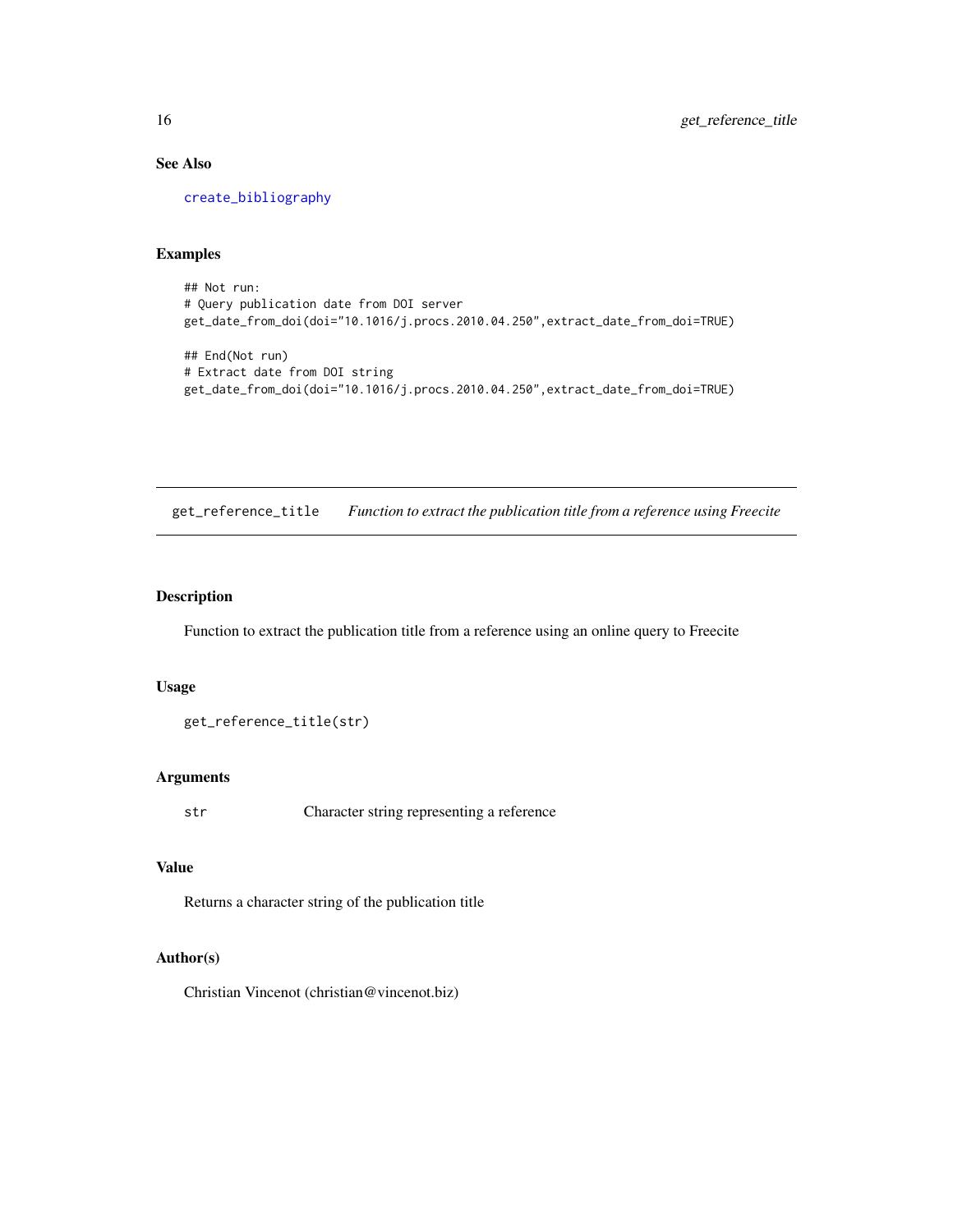### See Also

create_bibliography

### Examples

```
## Not run:
# Query publication date from DOI server
get_date_from_doi(doi="10.1016/j.procs.2010.04.250",extract_date_from_doi=TRUE)

## End(Not run)
# Extract date from DOI string
get_date_from_doi(doi="10.1016/j.procs.2010.04.250",extract_date_from_doi=TRUE)
```

---

## get_reference_title &nbsp;&nbsp; *Function to extract the publication title from a reference using Freecite*

---

### Description

Function to extract the publication title from a reference using an online query to Freecite

### Usage

```
get_reference_title(str)
```

### Arguments

| | |
|---|---|
| str | Character string representing a reference |

### Value

Returns a character string of the publication title

### Author(s)

Christian Vincenot (christian@vincenot.biz)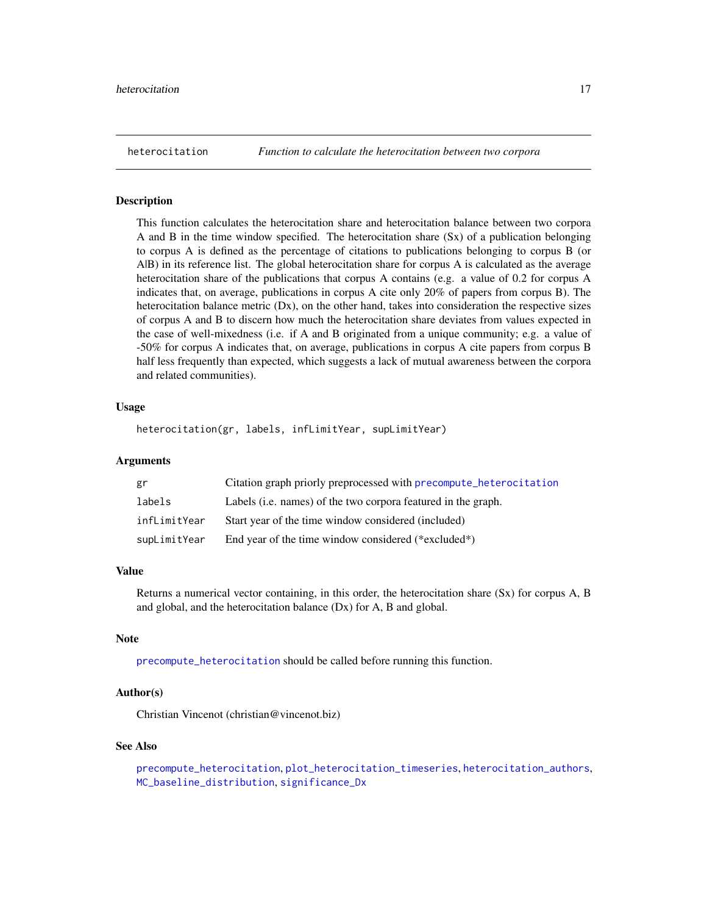## heterocitation — *Function to calculate the heterocitation between two corpora*

### Description

This function calculates the heterocitation share and heterocitation balance between two corpora A and B in the time window specified. The heterocitation share (Sx) of a publication belonging to corpus A is defined as the percentage of citations to publications belonging to corpus B (or A|B) in its reference list. The global heterocitation share for corpus A is calculated as the average heterocitation share of the publications that corpus A contains (e.g. a value of 0.2 for corpus A indicates that, on average, publications in corpus A cite only 20% of papers from corpus B). The heterocitation balance metric (Dx), on the other hand, takes into consideration the respective sizes of corpus A and B to discern how much the heterocitation share deviates from values expected in the case of well-mixedness (i.e. if A and B originated from a unique community; e.g. a value of -50% for corpus A indicates that, on average, publications in corpus A cite papers from corpus B half less frequently than expected, which suggests a lack of mutual awareness between the corpora and related communities).

### Usage

```
heterocitation(gr, labels, infLimitYear, supLimitYear)
```

### Arguments

| | |
|---|---|
| `gr` | Citation graph priorly preprocessed with `precompute_heterocitation` |
| `labels` | Labels (i.e. names) of the two corpora featured in the graph. |
| `infLimitYear` | Start year of the time window considered (included) |
| `supLimitYear` | End year of the time window considered (*excluded*) |

### Value

Returns a numerical vector containing, in this order, the heterocitation share (Sx) for corpus A, B and global, and the heterocitation balance (Dx) for A, B and global.

### Note

`precompute_heterocitation` should be called before running this function.

### Author(s)

Christian Vincenot (christian@vincenot.biz)

### See Also

`precompute_heterocitation`, `plot_heterocitation_timeseries`, `heterocitation_authors`, `MC_baseline_distribution`, `significance_Dx`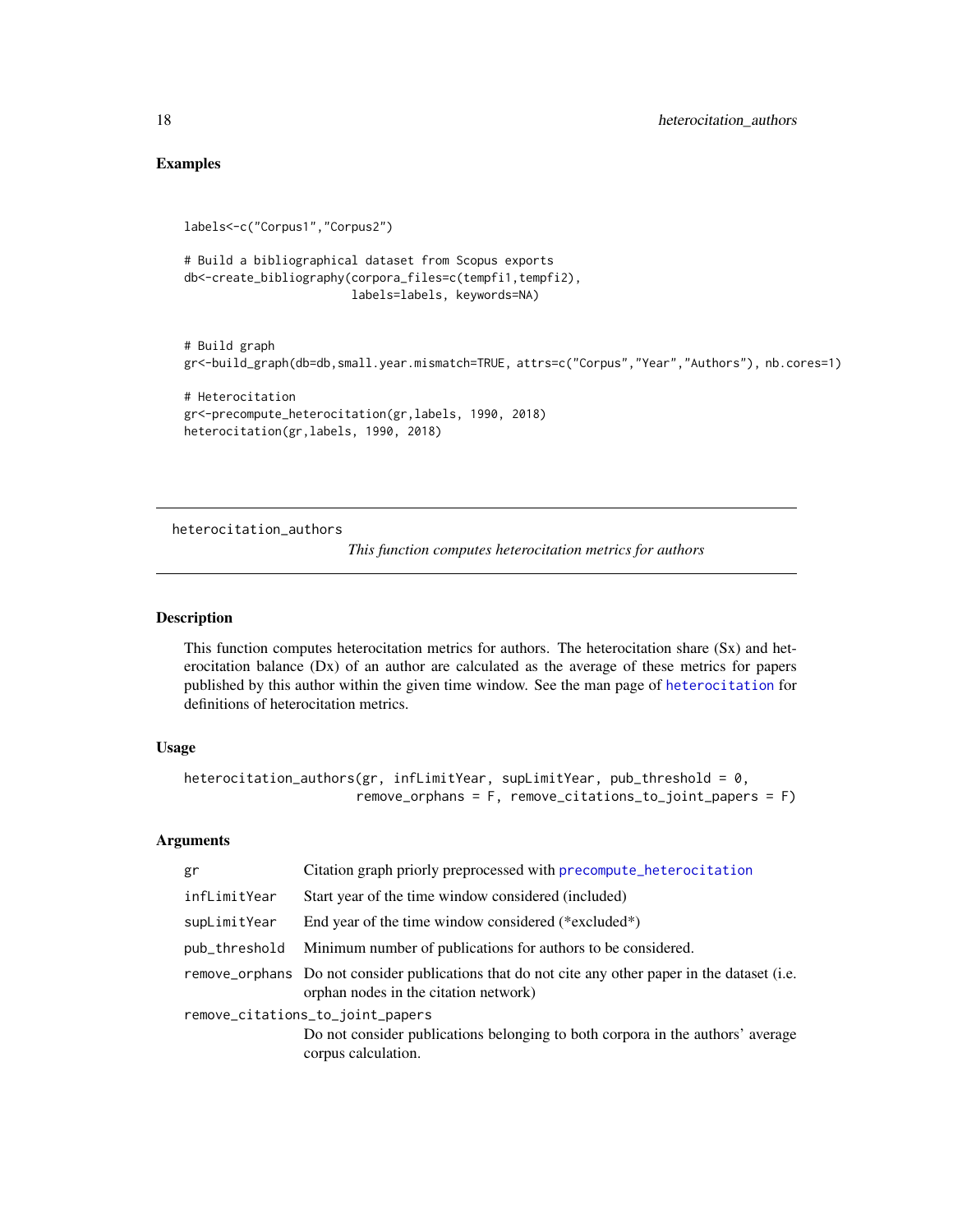### Examples

```
labels<-c("Corpus1","Corpus2")

# Build a bibliographical dataset from Scopus exports
db<-create_bibliography(corpora_files=c(tempfi1,tempfi2),
                        labels=labels, keywords=NA)


# Build graph
gr<-build_graph(db=db,small.year.mismatch=TRUE, attrs=c("Corpus","Year","Authors"), nb.cores=1)

# Heterocitation
gr<-precompute_heterocitation(gr,labels, 1990, 2018)
heterocitation(gr,labels, 1990, 2018)
```

---

## heterocitation_authors

*This function computes heterocitation metrics for authors*

---

### Description

This function computes heterocitation metrics for authors. The heterocitation share (Sx) and heterocitation balance (Dx) of an author are calculated as the average of these metrics for papers published by this author within the given time window. See the man page of heterocitation for definitions of heterocitation metrics.

### Usage

```
heterocitation_authors(gr, infLimitYear, supLimitYear, pub_threshold = 0,
                       remove_orphans = F, remove_citations_to_joint_papers = F)
```

### Arguments

| | |
|---|---|
| gr | Citation graph priorly preprocessed with precompute_heterocitation |
| infLimitYear | Start year of the time window considered (included) |
| supLimitYear | End year of the time window considered (*excluded*) |
| pub_threshold | Minimum number of publications for authors to be considered. |
| remove_orphans | Do not consider publications that do not cite any other paper in the dataset (i.e. orphan nodes in the citation network) |
| remove_citations_to_joint_papers | Do not consider publications belonging to both corpora in the authors' average corpus calculation. |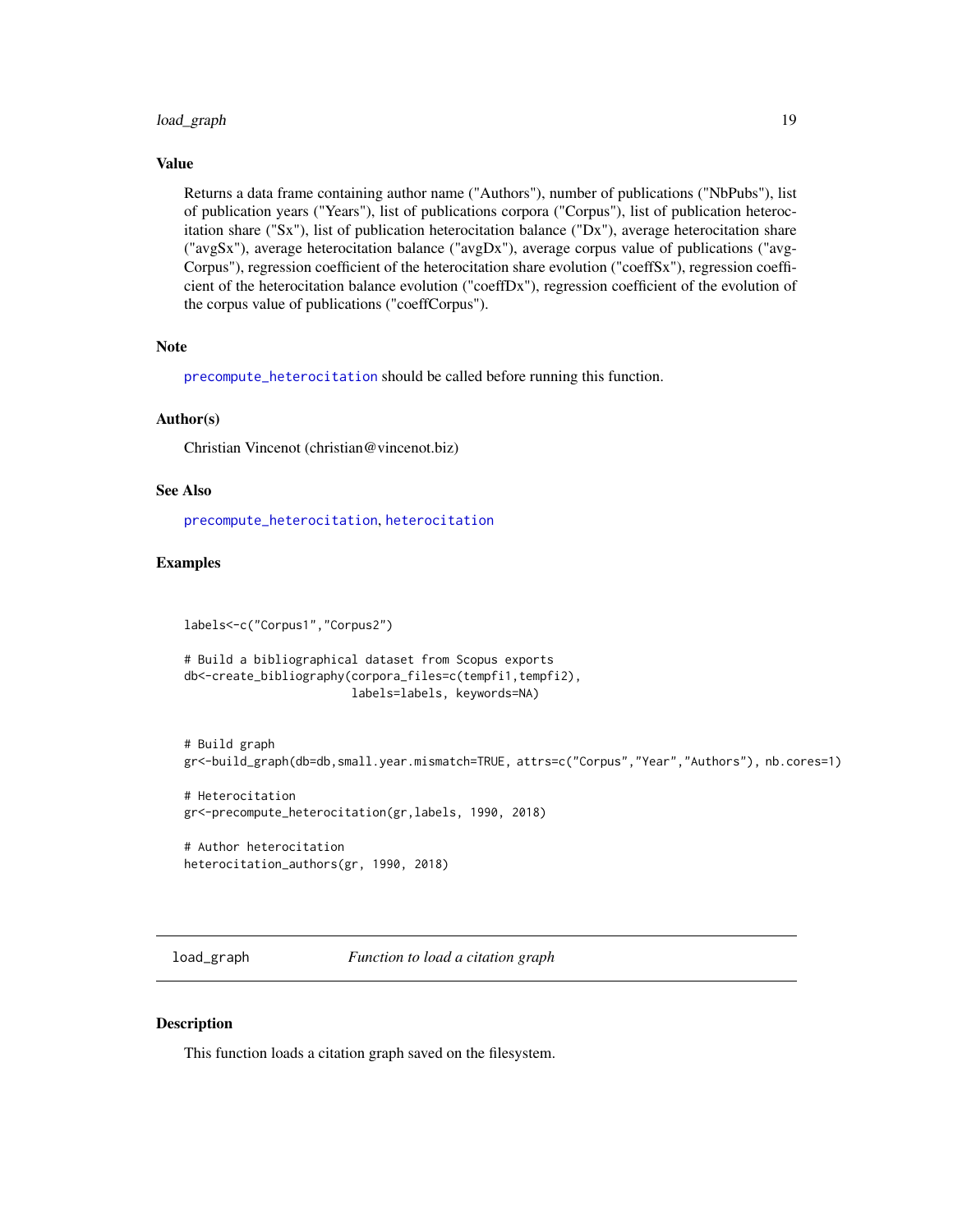### Value

Returns a data frame containing author name ("Authors"), number of publications ("NbPubs"), list of publication years ("Years"), list of publications corpora ("Corpus"), list of publication heterocitation share ("Sx"), list of publication heterocitation balance ("Dx"), average heterocitation share ("avgSx"), average heterocitation balance ("avgDx"), average corpus value of publications ("avgCorpus"), regression coefficient of the heterocitation share evolution ("coeffSx"), regression coefficient of the heterocitation balance evolution ("coeffDx"), regression coefficient of the evolution of the corpus value of publications ("coeffCorpus").

### Note

precompute_heterocitation should be called before running this function.

### Author(s)

Christian Vincenot (christian@vincenot.biz)

### See Also

precompute_heterocitation, heterocitation

### Examples

```
labels<-c("Corpus1","Corpus2")

# Build a bibliographical dataset from Scopus exports
db<-create_bibliography(corpora_files=c(tempfi1,tempfi2),
                        labels=labels, keywords=NA)


# Build graph
gr<-build_graph(db=db,small.year.mismatch=TRUE, attrs=c("Corpus","Year","Authors"), nb.cores=1)

# Heterocitation
gr<-precompute_heterocitation(gr,labels, 1990, 2018)

# Author heterocitation
heterocitation_authors(gr, 1990, 2018)
```

---

## load_graph — *Function to load a citation graph*

### Description

This function loads a citation graph saved on the filesystem.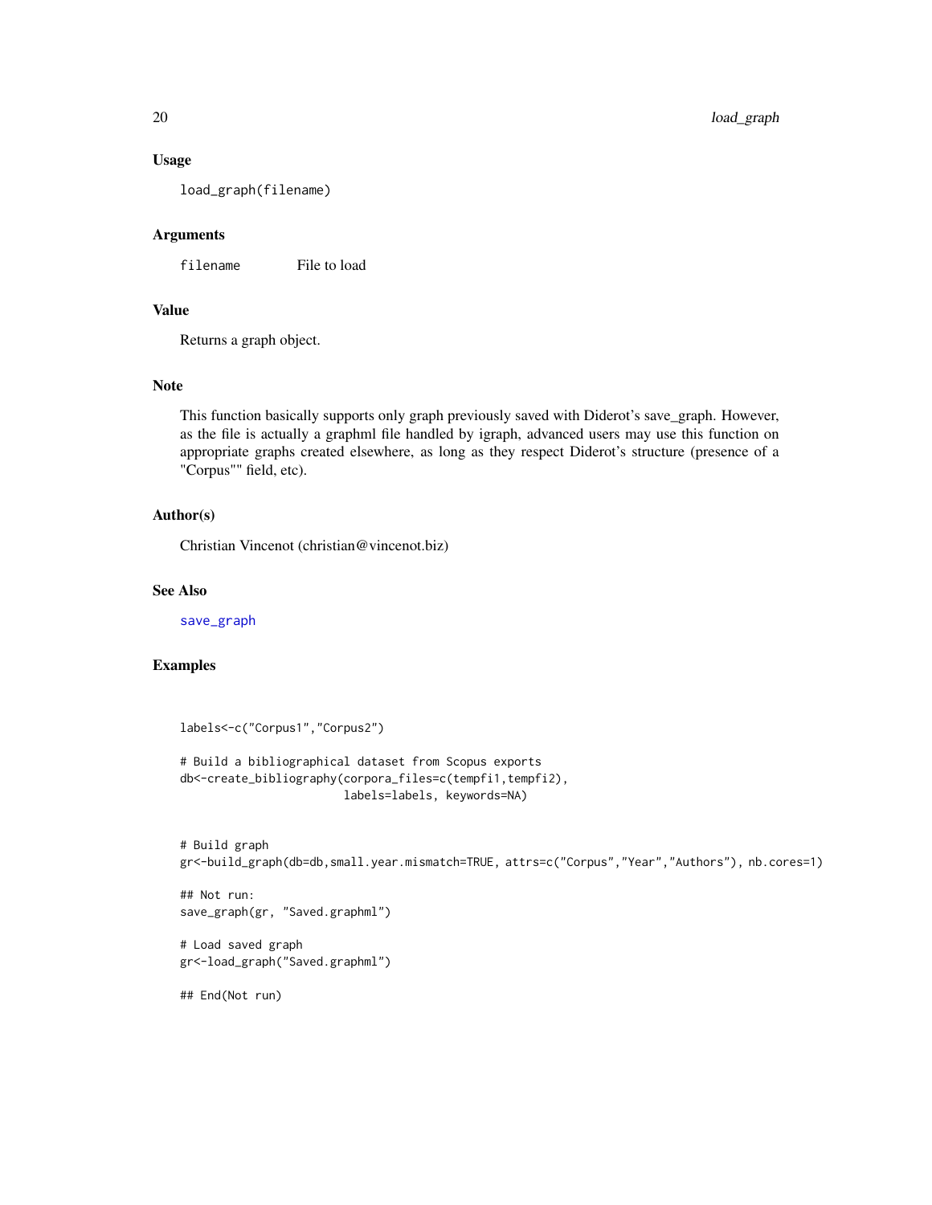## Usage

```
load_graph(filename)
```

## Arguments

filename    File to load

## Value

Returns a graph object.

## Note

This function basically supports only graph previously saved with Diderot's save_graph. However, as the file is actually a graphml file handled by igraph, advanced users may use this function on appropriate graphs created elsewhere, as long as they respect Diderot's structure (presence of a "Corpus"" field, etc).

## Author(s)

Christian Vincenot (christian@vincenot.biz)

## See Also

save_graph

## Examples

```
labels<-c("Corpus1","Corpus2")

# Build a bibliographical dataset from Scopus exports
db<-create_bibliography(corpora_files=c(tempfi1,tempfi2),
                        labels=labels, keywords=NA)


# Build graph
gr<-build_graph(db=db,small.year.mismatch=TRUE, attrs=c("Corpus","Year","Authors"), nb.cores=1)

## Not run:
save_graph(gr, "Saved.graphml")

# Load saved graph
gr<-load_graph("Saved.graphml")

## End(Not run)
```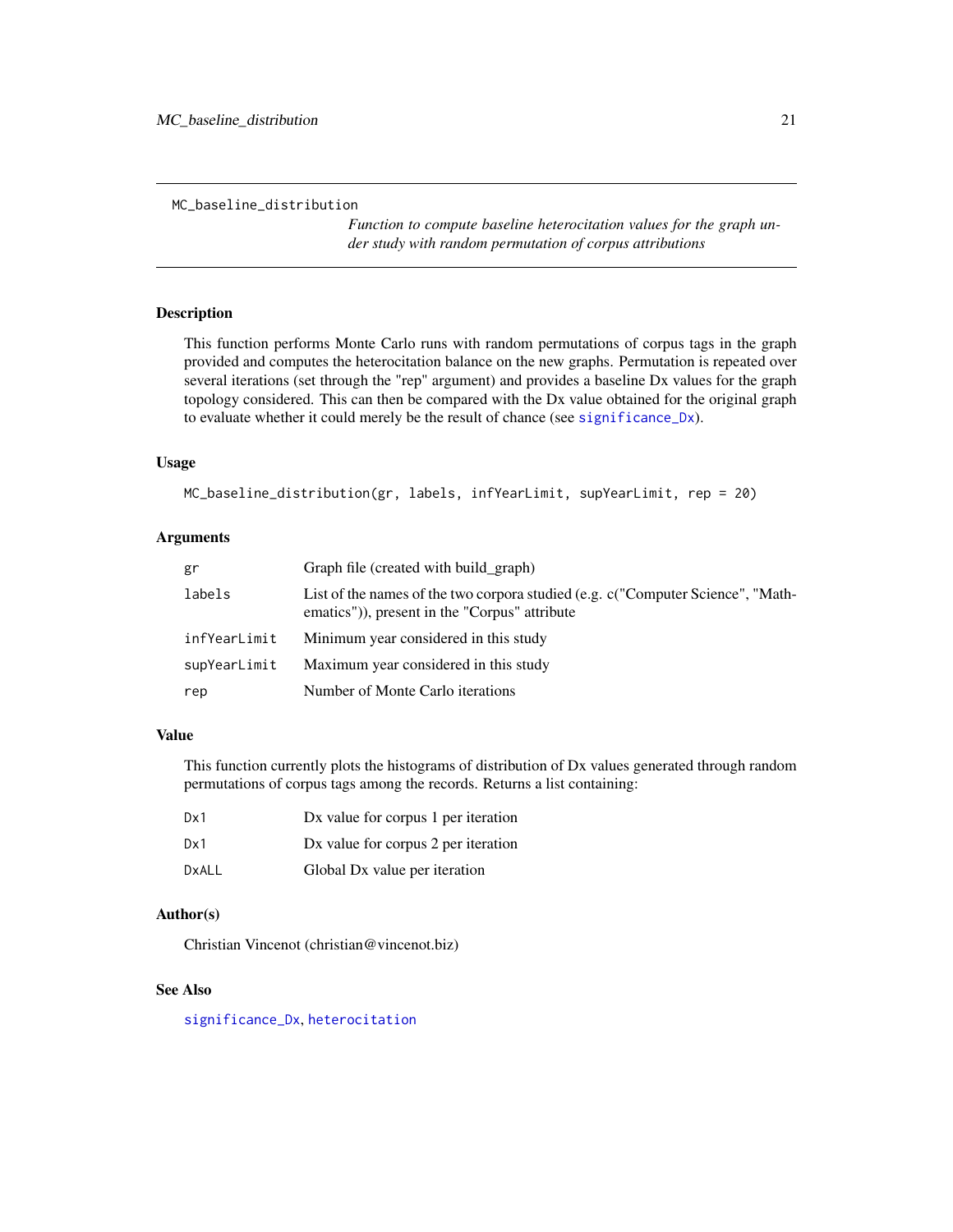# MC_baseline_distribution

*Function to compute baseline heterocitation values for the graph under study with random permutation of corpus attributions*

## Description

This function performs Monte Carlo runs with random permutations of corpus tags in the graph provided and computes the heterocitation balance on the new graphs. Permutation is repeated over several iterations (set through the "rep" argument) and provides a baseline Dx values for the graph topology considered. This can then be compared with the Dx value obtained for the original graph to evaluate whether it could merely be the result of chance (see significance_Dx).

## Usage

```
MC_baseline_distribution(gr, labels, infYearLimit, supYearLimit, rep = 20)
```

## Arguments

| | |
|---|---|
| gr | Graph file (created with build_graph) |
| labels | List of the names of the two corpora studied (e.g. c("Computer Science", "Mathematics")), present in the "Corpus" attribute |
| infYearLimit | Minimum year considered in this study |
| supYearLimit | Maximum year considered in this study |
| rep | Number of Monte Carlo iterations |

## Value

This function currently plots the histograms of distribution of Dx values generated through random permutations of corpus tags among the records. Returns a list containing:

| | |
|---|---|
| Dx1 | Dx value for corpus 1 per iteration |
| Dx1 | Dx value for corpus 2 per iteration |
| DxALL | Global Dx value per iteration |

## Author(s)

Christian Vincenot (christian@vincenot.biz)

## See Also

significance_Dx, heterocitation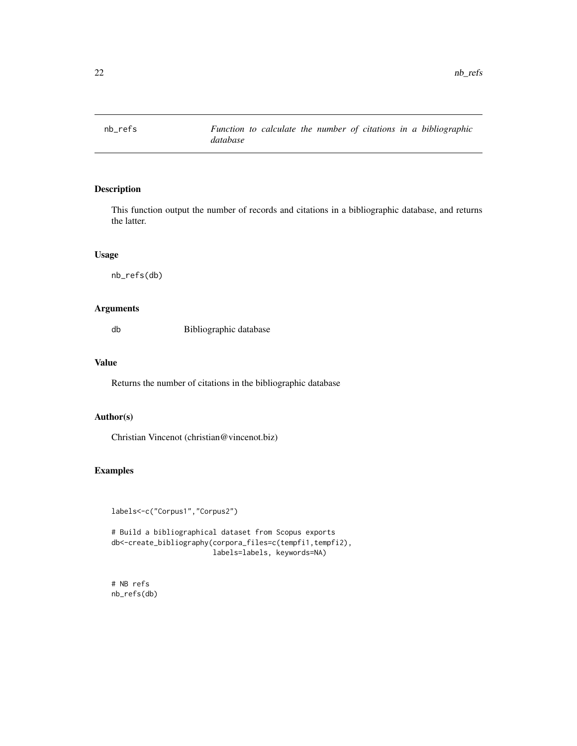# nb_refs

*Function to calculate the number of citations in a bibliographic database*

## Description

This function output the number of records and citations in a bibliographic database, and returns the latter.

## Usage

```
nb_refs(db)
```

## Arguments

| | |
|---|---|
| db | Bibliographic database |

## Value

Returns the number of citations in the bibliographic database

## Author(s)

Christian Vincenot (christian@vincenot.biz)

## Examples

```
labels<-c("Corpus1","Corpus2")

# Build a bibliographical dataset from Scopus exports
db<-create_bibliography(corpora_files=c(tempfi1,tempfi2),
                        labels=labels, keywords=NA)


# NB refs
nb_refs(db)
```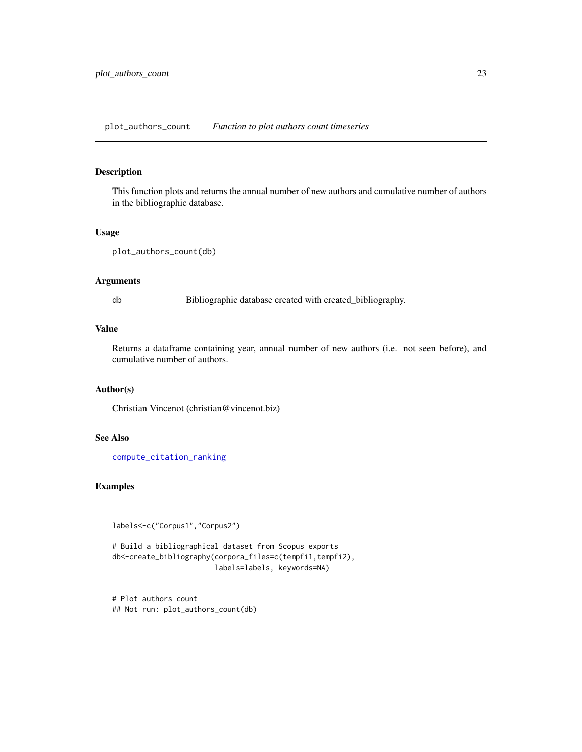## plot_authors_count — *Function to plot authors count timeseries*

### Description

This function plots and returns the annual number of new authors and cumulative number of authors in the bibliographic database.

### Usage

```
plot_authors_count(db)
```

### Arguments

| | |
|---|---|
| db | Bibliographic database created with created_bibliography. |

### Value

Returns a dataframe containing year, annual number of new authors (i.e. not seen before), and cumulative number of authors.

### Author(s)

Christian Vincenot (christian@vincenot.biz)

### See Also

compute_citation_ranking

### Examples

```
labels<-c("Corpus1","Corpus2")

# Build a bibliographical dataset from Scopus exports
db<-create_bibliography(corpora_files=c(tempfi1,tempfi2),
                        labels=labels, keywords=NA)


# Plot authors count
## Not run: plot_authors_count(db)
```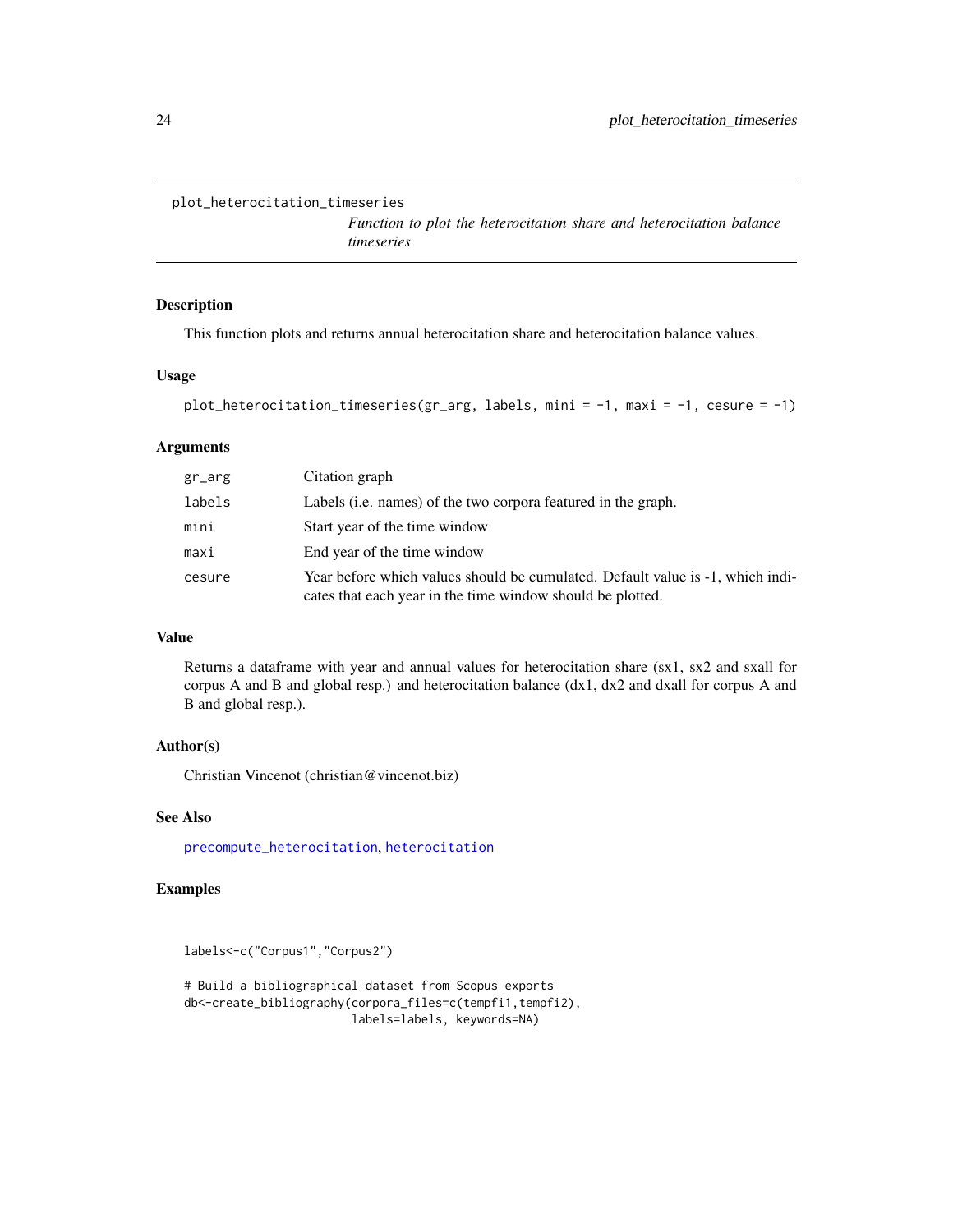## plot_heterocitation_timeseries

*Function to plot the heterocitation share and heterocitation balance timeseries*

### Description

This function plots and returns annual heterocitation share and heterocitation balance values.

### Usage

```
plot_heterocitation_timeseries(gr_arg, labels, mini = -1, maxi = -1, cesure = -1)
```

### Arguments

| | |
|---|---|
| gr_arg | Citation graph |
| labels | Labels (i.e. names) of the two corpora featured in the graph. |
| mini | Start year of the time window |
| maxi | End year of the time window |
| cesure | Year before which values should be cumulated. Default value is -1, which indicates that each year in the time window should be plotted. |

### Value

Returns a dataframe with year and annual values for heterocitation share (sx1, sx2 and sxall for corpus A and B and global resp.) and heterocitation balance (dx1, dx2 and dxall for corpus A and B and global resp.).

### Author(s)

Christian Vincenot (christian@vincenot.biz)

### See Also

precompute_heterocitation, heterocitation

### Examples

```
labels<-c("Corpus1","Corpus2")

# Build a bibliographical dataset from Scopus exports
db<-create_bibliography(corpora_files=c(tempfi1,tempfi2),
                        labels=labels, keywords=NA)
```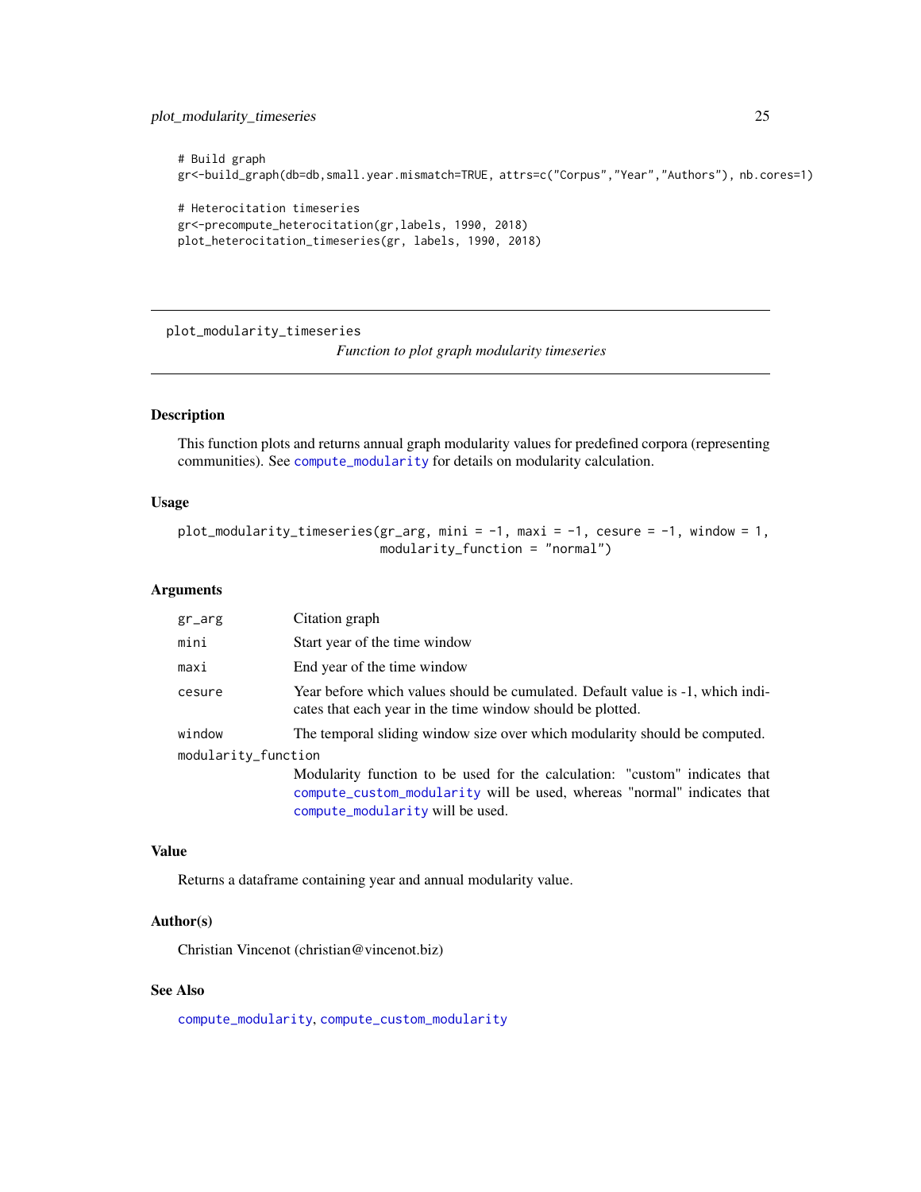```
# Build graph
gr<-build_graph(db=db,small.year.mismatch=TRUE, attrs=c("Corpus","Year","Authors"), nb.cores=1)

# Heterocitation timeseries
gr<-precompute_heterocitation(gr,labels, 1990, 2018)
plot_heterocitation_timeseries(gr, labels, 1990, 2018)
```

---

## plot_modularity_timeseries

*Function to plot graph modularity timeseries*

---

### Description

This function plots and returns annual graph modularity values for predefined corpora (representing communities). See `compute_modularity` for details on modularity calculation.

### Usage

```
plot_modularity_timeseries(gr_arg, mini = -1, maxi = -1, cesure = -1, window = 1,
                           modularity_function = "normal")
```

### Arguments

| | |
|---|---|
| `gr_arg` | Citation graph |
| `mini` | Start year of the time window |
| `maxi` | End year of the time window |
| `cesure` | Year before which values should be cumulated. Default value is -1, which indicates that each year in the time window should be plotted. |
| `window` | The temporal sliding window size over which modularity should be computed. |
| `modularity_function` | Modularity function to be used for the calculation: "custom" indicates that `compute_custom_modularity` will be used, whereas "normal" indicates that `compute_modularity` will be used. |

### Value

Returns a dataframe containing year and annual modularity value.

### Author(s)

Christian Vincenot (christian@vincenot.biz)

### See Also

`compute_modularity`, `compute_custom_modularity`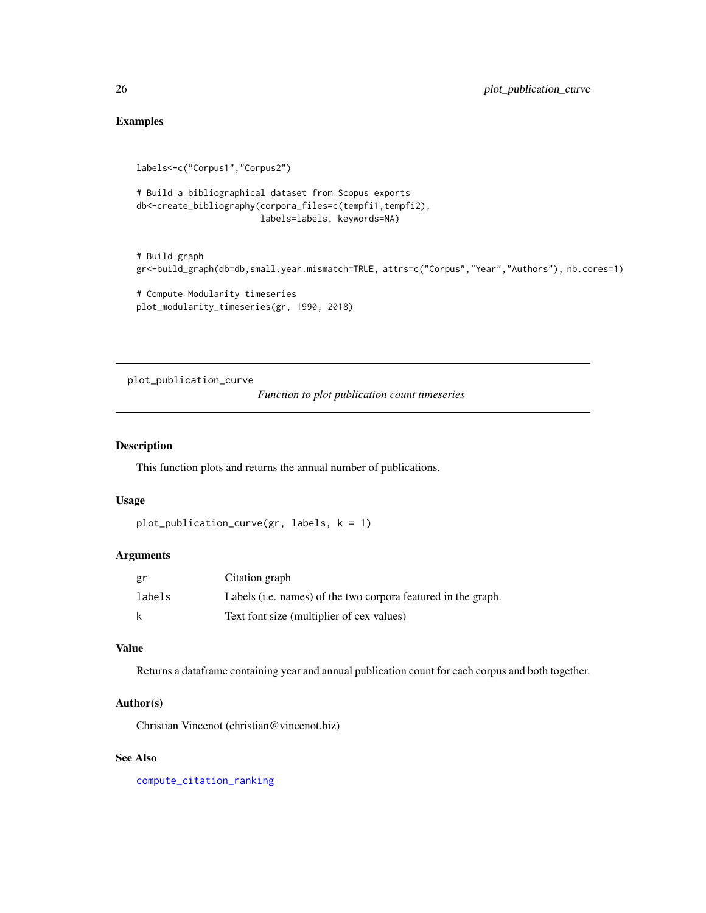## Examples

```
labels<-c("Corpus1","Corpus2")

# Build a bibliographical dataset from Scopus exports
db<-create_bibliography(corpora_files=c(tempfi1,tempfi2),
                        labels=labels, keywords=NA)


# Build graph
gr<-build_graph(db=db,small.year.mismatch=TRUE, attrs=c("Corpus","Year","Authors"), nb.cores=1)

# Compute Modularity timeseries
plot_modularity_timeseries(gr, 1990, 2018)
```

---

`plot_publication_curve` *Function to plot publication count timeseries*

---

### Description

This function plots and returns the annual number of publications.

### Usage

```
plot_publication_curve(gr, labels, k = 1)
```

### Arguments

| | |
|---|---|
| `gr` | Citation graph |
| `labels` | Labels (i.e. names) of the two corpora featured in the graph. |
| `k` | Text font size (multiplier of cex values) |

### Value

Returns a dataframe containing year and annual publication count for each corpus and both together.

### Author(s)

Christian Vincenot (christian@vincenot.biz)

### See Also

`compute_citation_ranking`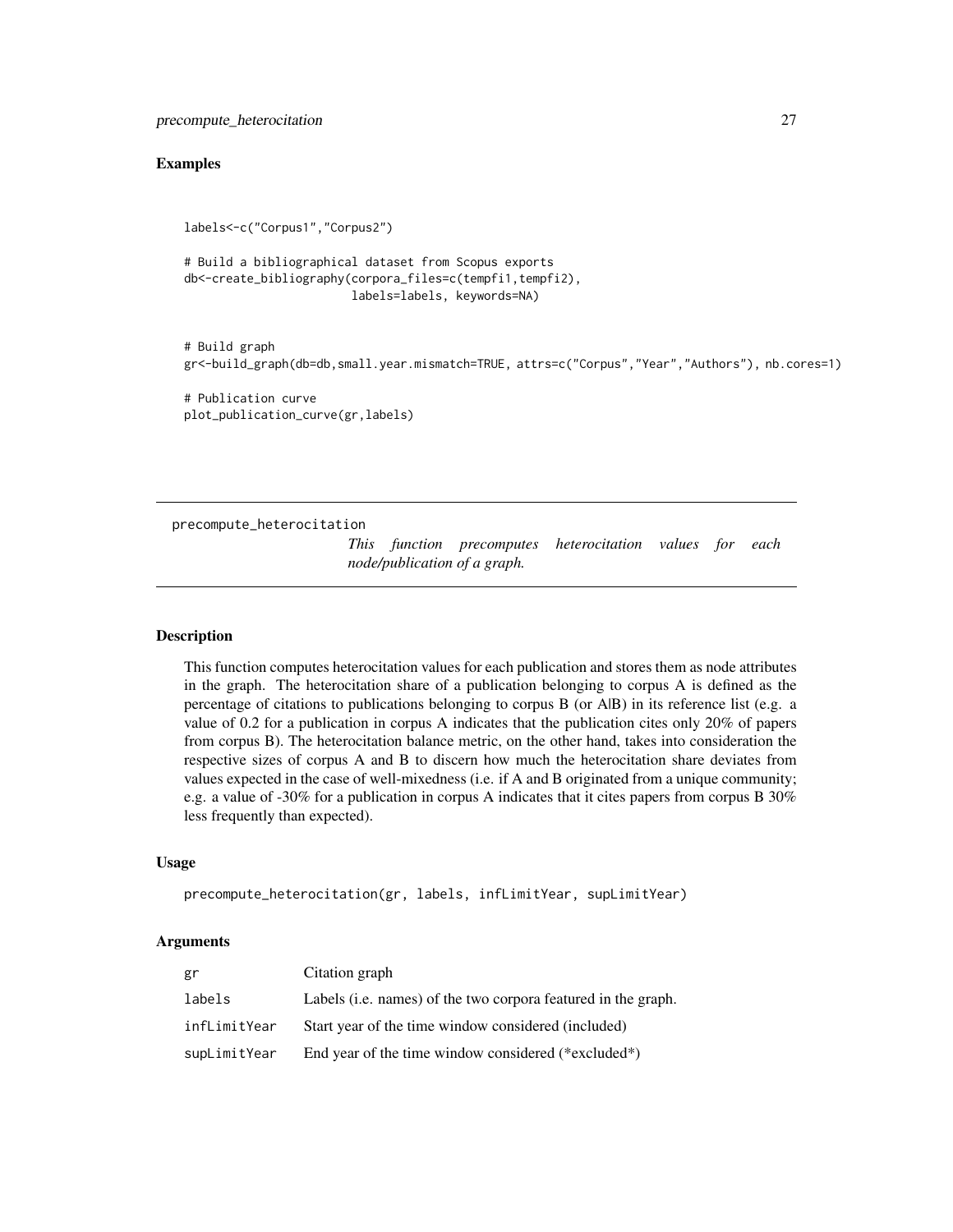## Examples

```
labels<-c("Corpus1","Corpus2")

# Build a bibliographical dataset from Scopus exports
db<-create_bibliography(corpora_files=c(tempfi1,tempfi2),
                        labels=labels, keywords=NA)


# Build graph
gr<-build_graph(db=db,small.year.mismatch=TRUE, attrs=c("Corpus","Year","Authors"), nb.cores=1)

# Publication curve
plot_publication_curve(gr,labels)
```

---

# precompute_heterocitation

*This function precomputes heterocitation values for each node/publication of a graph.*

---

## Description

This function computes heterocitation values for each publication and stores them as node attributes in the graph. The heterocitation share of a publication belonging to corpus A is defined as the percentage of citations to publications belonging to corpus B (or A|B) in its reference list (e.g. a value of 0.2 for a publication in corpus A indicates that the publication cites only 20% of papers from corpus B). The heterocitation balance metric, on the other hand, takes into consideration the respective sizes of corpus A and B to discern how much the heterocitation share deviates from values expected in the case of well-mixedness (i.e. if A and B originated from a unique community; e.g. a value of -30% for a publication in corpus A indicates that it cites papers from corpus B 30% less frequently than expected).

## Usage

```
precompute_heterocitation(gr, labels, infLimitYear, supLimitYear)
```

## Arguments

| | |
|---|---|
| gr | Citation graph |
| labels | Labels (i.e. names) of the two corpora featured in the graph. |
| infLimitYear | Start year of the time window considered (included) |
| supLimitYear | End year of the time window considered (*excluded*) |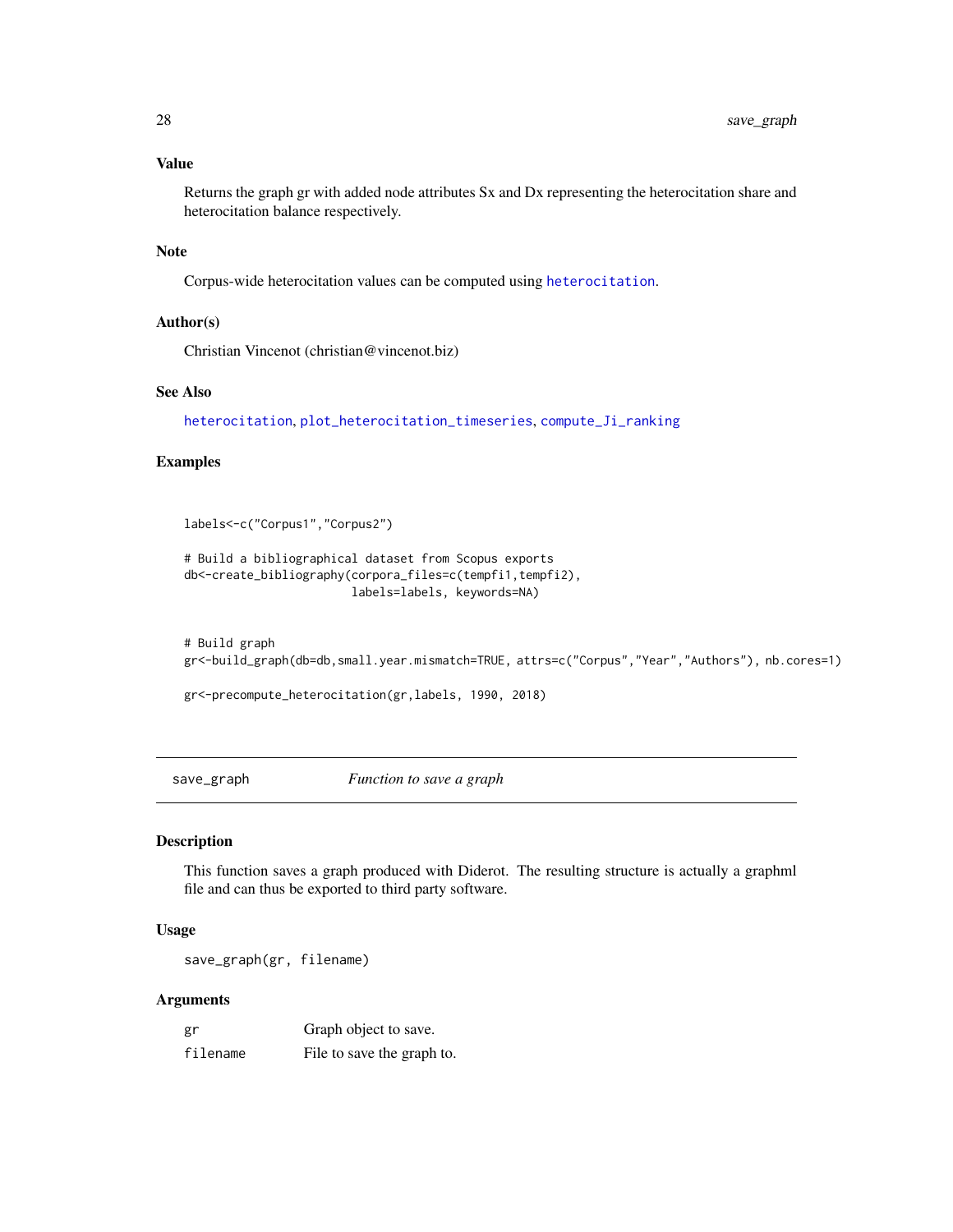## Value

Returns the graph gr with added node attributes Sx and Dx representing the heterocitation share and heterocitation balance respectively.

## Note

Corpus-wide heterocitation values can be computed using `heterocitation`.

## Author(s)

Christian Vincenot (christian@vincenot.biz)

## See Also

`heterocitation`, `plot_heterocitation_timeseries`, `compute_Ji_ranking`

## Examples

```
labels<-c("Corpus1","Corpus2")

# Build a bibliographical dataset from Scopus exports
db<-create_bibliography(corpora_files=c(tempfi1,tempfi2),
                        labels=labels, keywords=NA)


# Build graph
gr<-build_graph(db=db,small.year.mismatch=TRUE, attrs=c("Corpus","Year","Authors"), nb.cores=1)

gr<-precompute_heterocitation(gr,labels, 1990, 2018)
```

---

# save_graph — *Function to save a graph*

## Description

This function saves a graph produced with Diderot. The resulting structure is actually a graphml file and can thus be exported to third party software.

## Usage

```
save_graph(gr, filename)
```

## Arguments

| | |
|---|---|
| `gr` | Graph object to save. |
| `filename` | File to save the graph to. |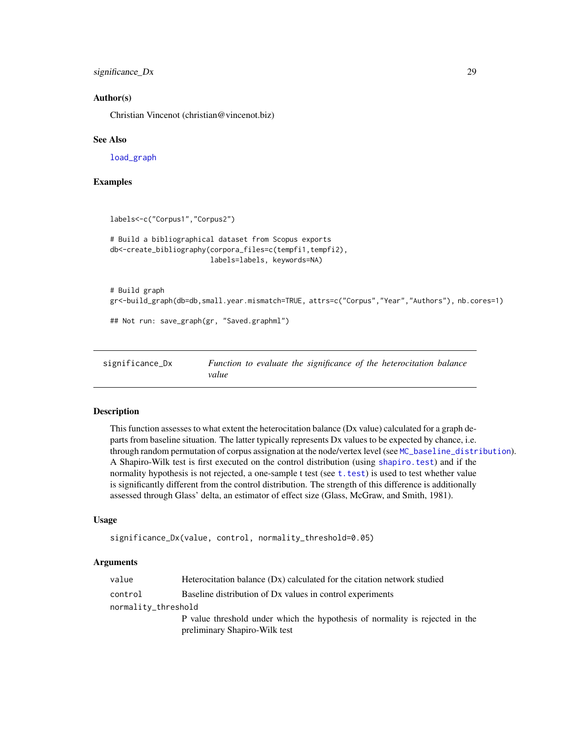### Author(s)

Christian Vincenot (christian@vincenot.biz)

### See Also

load_graph

### Examples

```
labels<-c("Corpus1","Corpus2")

# Build a bibliographical dataset from Scopus exports
db<-create_bibliography(corpora_files=c(tempfi1,tempfi2),
                        labels=labels, keywords=NA)


# Build graph
gr<-build_graph(db=db,small.year.mismatch=TRUE, attrs=c("Corpus","Year","Authors"), nb.cores=1)

## Not run: save_graph(gr, "Saved.graphml")
```

---

## significance_Dx — *Function to evaluate the significance of the heterocitation balance value*

### Description

This function assesses to what extent the heterocitation balance (Dx value) calculated for a graph departs from baseline situation. The latter typically represents Dx values to be expected by chance, i.e. through random permutation of corpus assignation at the node/vertex level (see MC_baseline_distribution). A Shapiro-Wilk test is first executed on the control distribution (using shapiro.test) and if the normality hypothesis is not rejected, a one-sample t test (see t.test) is used to test whether value is significantly different from the control distribution. The strength of this difference is additionally assessed through Glass' delta, an estimator of effect size (Glass, McGraw, and Smith, 1981).

### Usage

```
significance_Dx(value, control, normality_threshold=0.05)
```

### Arguments

| | |
|---|---|
| value | Heterocitation balance (Dx) calculated for the citation network studied |
| control | Baseline distribution of Dx values in control experiments |
| normality_threshold | P value threshold under which the hypothesis of normality is rejected in the preliminary Shapiro-Wilk test |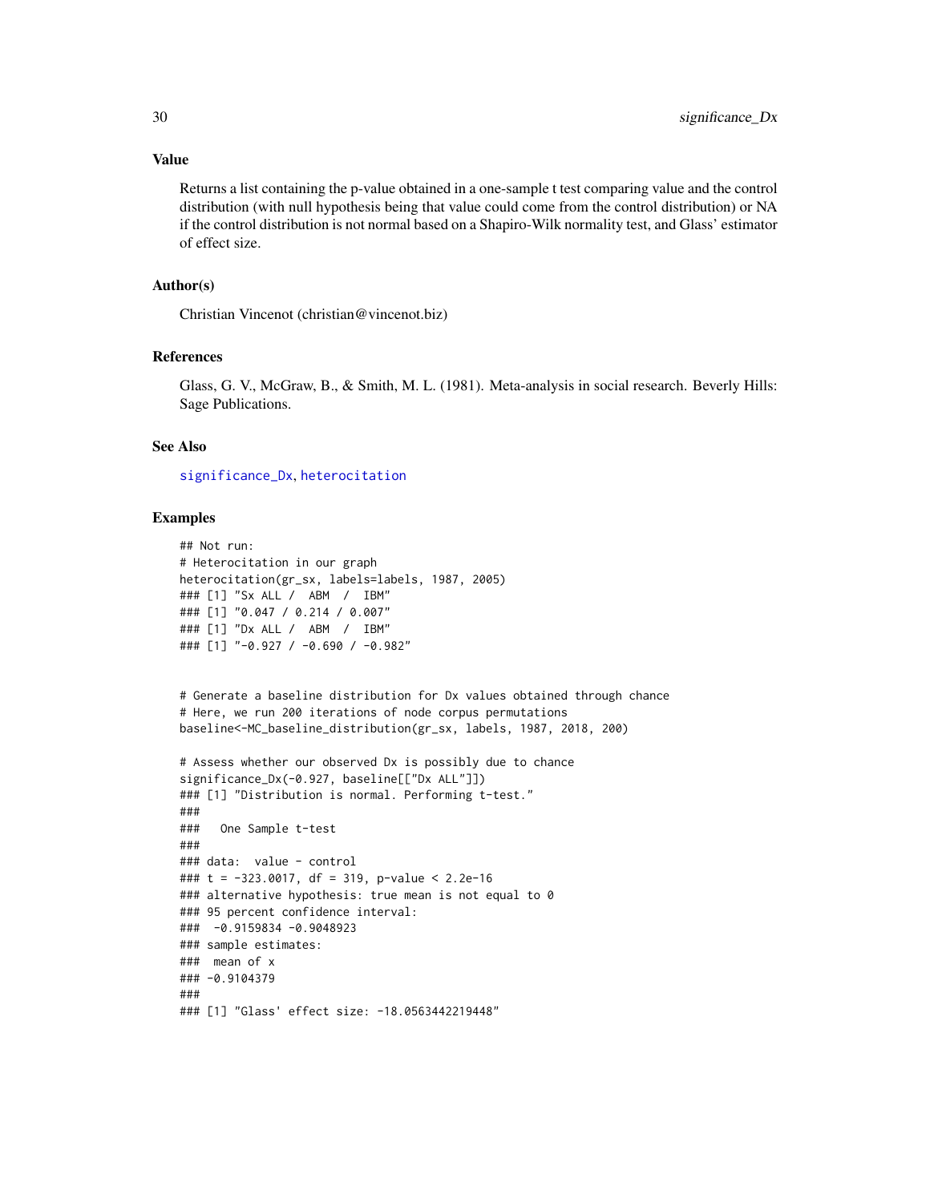## Value

Returns a list containing the p-value obtained in a one-sample t test comparing value and the control distribution (with null hypothesis being that value could come from the control distribution) or NA if the control distribution is not normal based on a Shapiro-Wilk normality test, and Glass' estimator of effect size.

## Author(s)

Christian Vincenot (christian@vincenot.biz)

## References

Glass, G. V., McGraw, B., & Smith, M. L. (1981). Meta-analysis in social research. Beverly Hills: Sage Publications.

## See Also

significance_Dx, heterocitation

## Examples

```
## Not run:
# Heterocitation in our graph
heterocitation(gr_sx, labels=labels, 1987, 2005)
### [1] "Sx ALL /  ABM  /  IBM"
### [1] "0.047 / 0.214 / 0.007"
### [1] "Dx ALL /  ABM  /  IBM"
### [1] "-0.927 / -0.690 / -0.982"


# Generate a baseline distribution for Dx values obtained through chance
# Here, we run 200 iterations of node corpus permutations
baseline<-MC_baseline_distribution(gr_sx, labels, 1987, 2018, 200)

# Assess whether our observed Dx is possibly due to chance
significance_Dx(-0.927, baseline[["Dx ALL"]])
### [1] "Distribution is normal. Performing t-test."
###
###   One Sample t-test
###
### data:  value - control
### t = -323.0017, df = 319, p-value < 2.2e-16
### alternative hypothesis: true mean is not equal to 0
### 95 percent confidence interval:
###  -0.9159834 -0.9048923
### sample estimates:
###  mean of x
### -0.9104379
###
### [1] "Glass' effect size: -18.0563442219448"
```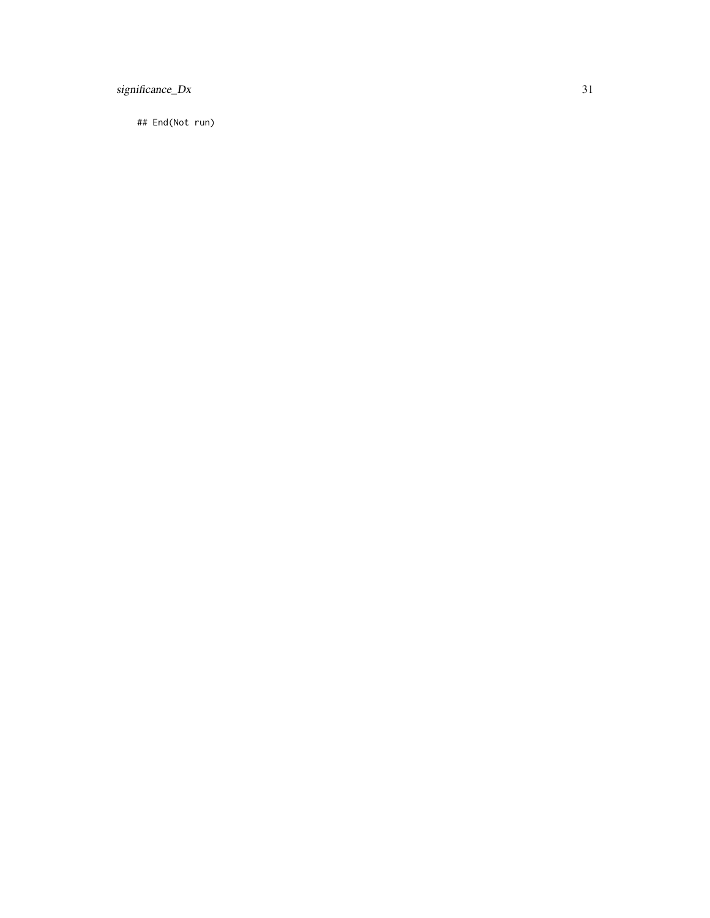```
## End(Not run)
```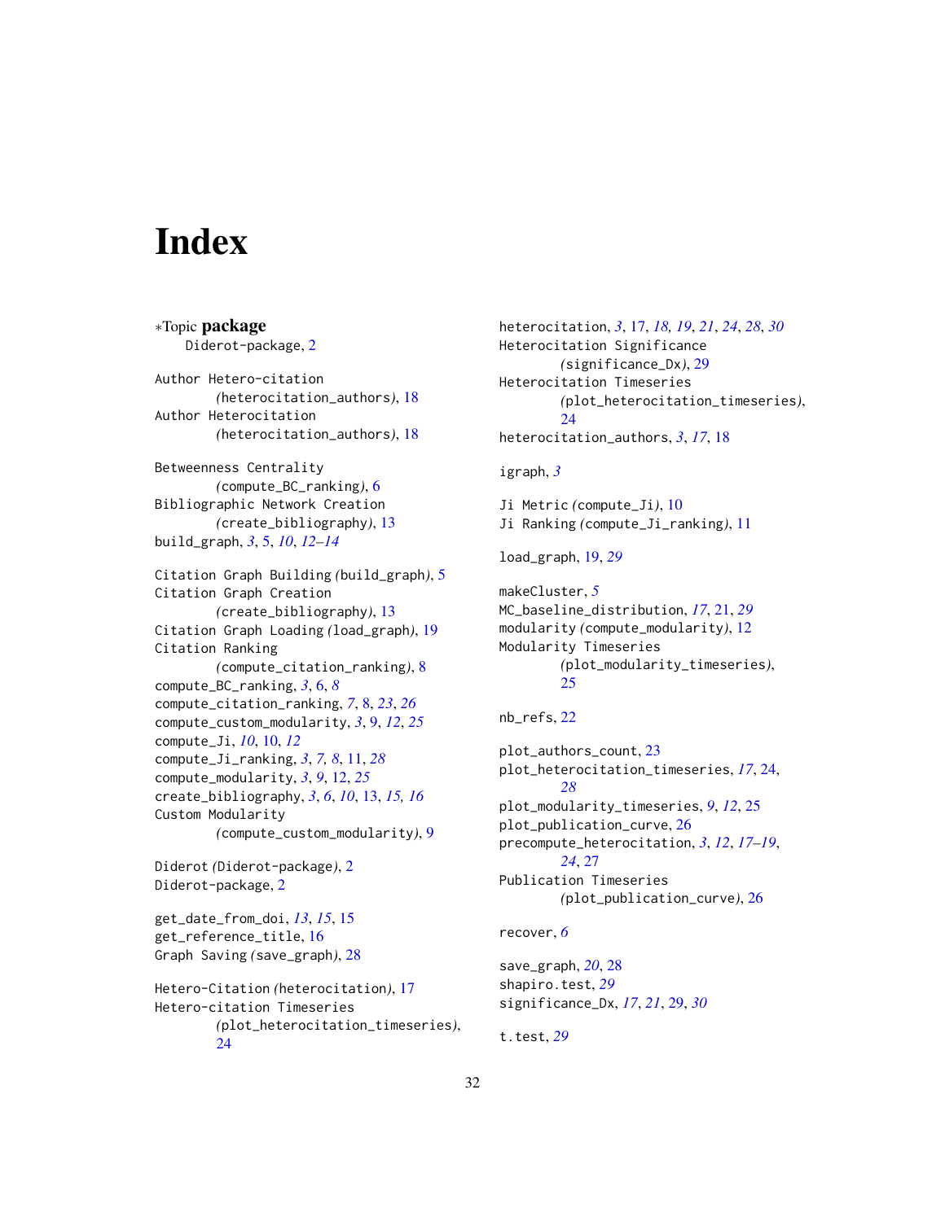# Index

∗Topic **package**
Diderot-package, 2

Author Hetero-citation (heterocitation_authors), 18
Author Heterocitation (heterocitation_authors), 18

Betweenness Centrality (compute_BC_ranking), 6
Bibliographic Network Creation (create_bibliography), 13
build_graph, *3*, 5, *10*, *12–14*

Citation Graph Building (build_graph), 5
Citation Graph Creation (create_bibliography), 13
Citation Graph Loading (load_graph), 19
Citation Ranking (compute_citation_ranking), 8
compute_BC_ranking, *3*, 6, *8*
compute_citation_ranking, *7*, 8, *23*, *26*
compute_custom_modularity, *3*, 9, *12*, *25*
compute_Ji, *10*, 10, *12*
compute_Ji_ranking, *3*, *7, 8*, 11, *28*
compute_modularity, *3*, *9*, 12, *25*
create_bibliography, *3*, *6*, *10*, 13, *15, 16*
Custom Modularity (compute_custom_modularity), 9

Diderot (Diderot-package), 2
Diderot-package, 2

get_date_from_doi, *13*, *15*, 15
get_reference_title, 16
Graph Saving (save_graph), 28

Hetero-Citation (heterocitation), 17
Hetero-citation Timeseries (plot_heterocitation_timeseries), 24
heterocitation, *3*, 17, *18, 19*, *21*, *24*, *28*, *30*
Heterocitation Significance (significance_Dx), 29
Heterocitation Timeseries (plot_heterocitation_timeseries), 24
heterocitation_authors, *3*, *17*, 18

igraph, *3*

Ji Metric (compute_Ji), 10
Ji Ranking (compute_Ji_ranking), 11

load_graph, 19, *29*

makeCluster, *5*
MC_baseline_distribution, *17*, 21, *29*
modularity (compute_modularity), 12
Modularity Timeseries (plot_modularity_timeseries), 25

nb_refs, 22

plot_authors_count, 23
plot_heterocitation_timeseries, *17*, 24, *28*
plot_modularity_timeseries, *9*, *12*, 25
plot_publication_curve, 26
precompute_heterocitation, *3*, *12*, *17–19*, *24*, 27
Publication Timeseries (plot_publication_curve), 26

recover, *6*

save_graph, *20*, 28
shapiro.test, *29*
significance_Dx, *17*, *21*, 29, *30*

t.test, *29*